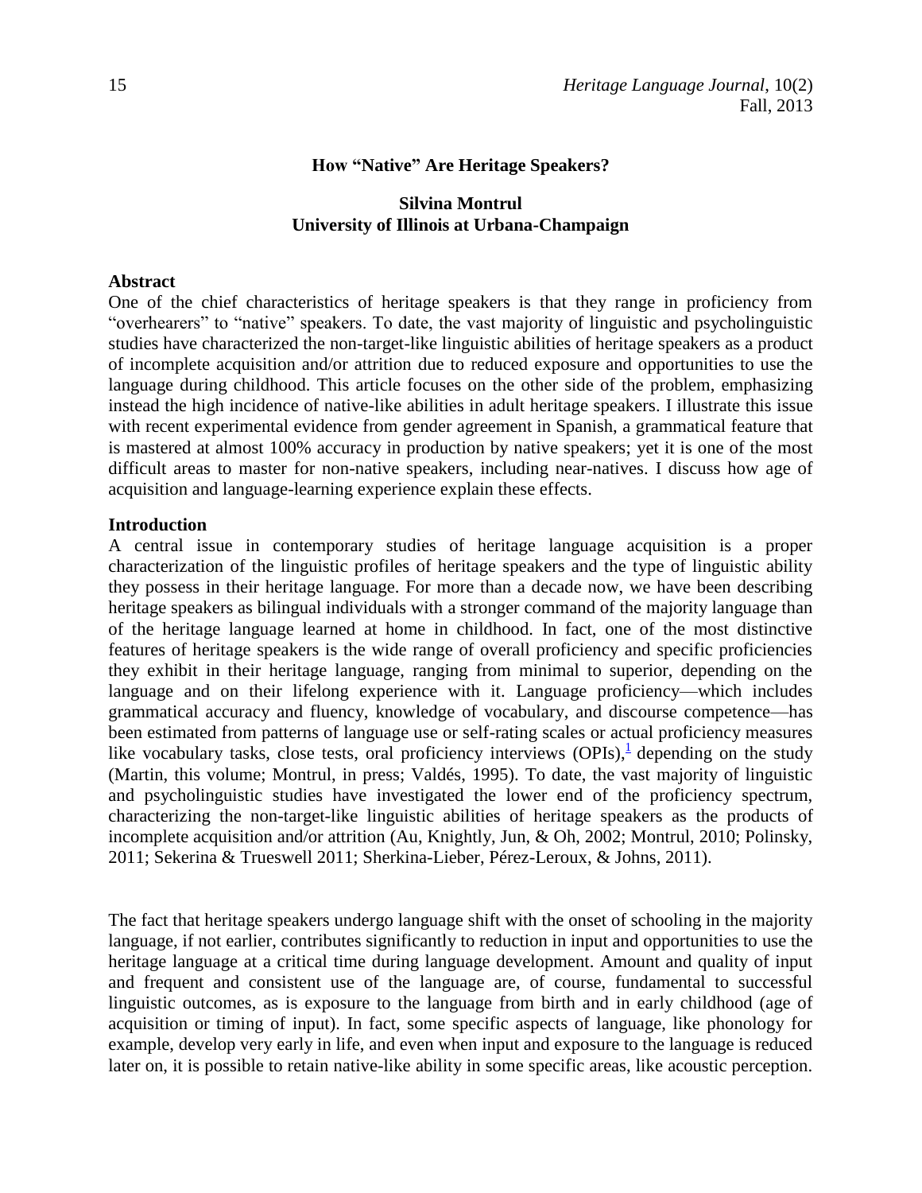# How "Native" Are Heritage Speakers?

**Silvina Montrul**
**University of Illinois at Urbana-Champaign**

## Abstract

One of the chief characteristics of heritage speakers is that they range in proficiency from "overhearers" to "native" speakers. To date, the vast majority of linguistic and psycholinguistic studies have characterized the non-target-like linguistic abilities of heritage speakers as a product of incomplete acquisition and/or attrition due to reduced exposure and opportunities to use the language during childhood. This article focuses on the other side of the problem, emphasizing instead the high incidence of native-like abilities in adult heritage speakers. I illustrate this issue with recent experimental evidence from gender agreement in Spanish, a grammatical feature that is mastered at almost 100% accuracy in production by native speakers; yet it is one of the most difficult areas to master for non-native speakers, including near-natives. I discuss how age of acquisition and language-learning experience explain these effects.

## Introduction

A central issue in contemporary studies of heritage language acquisition is a proper characterization of the linguistic profiles of heritage speakers and the type of linguistic ability they possess in their heritage language. For more than a decade now, we have been describing heritage speakers as bilingual individuals with a stronger command of the majority language than of the heritage language learned at home in childhood. In fact, one of the most distinctive features of heritage speakers is the wide range of overall proficiency and specific proficiencies they exhibit in their heritage language, ranging from minimal to superior, depending on the language and on their lifelong experience with it. Language proficiency—which includes grammatical accuracy and fluency, knowledge of vocabulary, and discourse competence—has been estimated from patterns of language use or self-rating scales or actual proficiency measures like vocabulary tasks, close tests, oral proficiency interviews (OPIs),[1] depending on the study (Martin, this volume; Montrul, in press; Valdés, 1995). To date, the vast majority of linguistic and psycholinguistic studies have investigated the lower end of the proficiency spectrum, characterizing the non-target-like linguistic abilities of heritage speakers as the products of incomplete acquisition and/or attrition (Au, Knightly, Jun, & Oh, 2002; Montrul, 2010; Polinsky, 2011; Sekerina & Trueswell 2011; Sherkina-Lieber, Pérez-Leroux, & Johns, 2011).

The fact that heritage speakers undergo language shift with the onset of schooling in the majority language, if not earlier, contributes significantly to reduction in input and opportunities to use the heritage language at a critical time during language development. Amount and quality of input and frequent and consistent use of the language are, of course, fundamental to successful linguistic outcomes, as is exposure to the language from birth and in early childhood (age of acquisition or timing of input). In fact, some specific aspects of language, like phonology for example, develop very early in life, and even when input and exposure to the language is reduced later on, it is possible to retain native-like ability in some specific areas, like acoustic perception.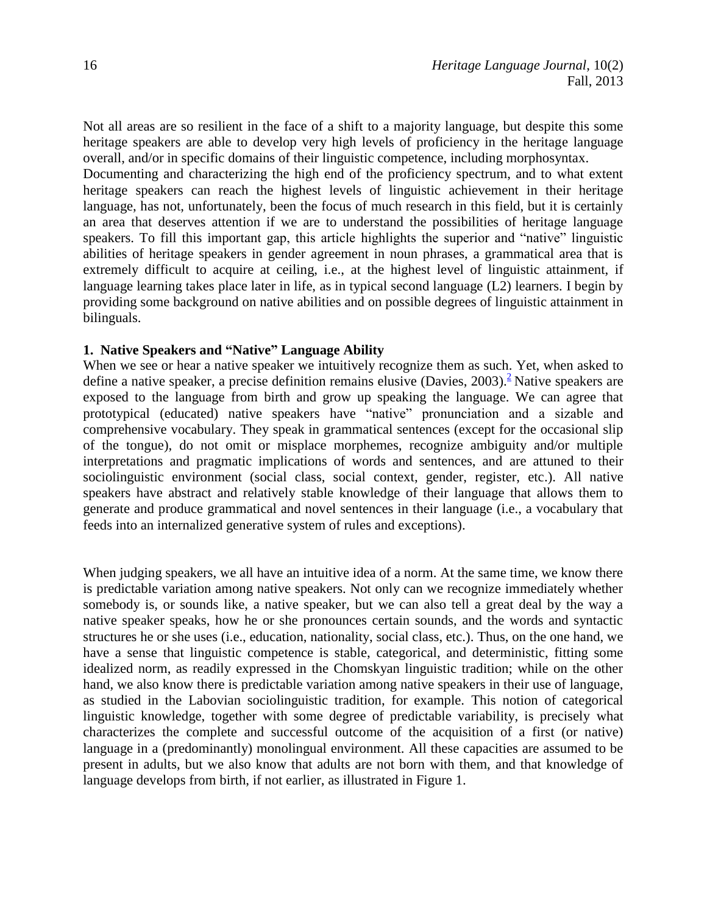Not all areas are so resilient in the face of a shift to a majority language, but despite this some heritage speakers are able to develop very high levels of proficiency in the heritage language overall, and/or in specific domains of their linguistic competence, including morphosyntax.

Documenting and characterizing the high end of the proficiency spectrum, and to what extent heritage speakers can reach the highest levels of linguistic achievement in their heritage language, has not, unfortunately, been the focus of much research in this field, but it is certainly an area that deserves attention if we are to understand the possibilities of heritage language speakers. To fill this important gap, this article highlights the superior and "native" linguistic abilities of heritage speakers in gender agreement in noun phrases, a grammatical area that is extremely difficult to acquire at ceiling, i.e., at the highest level of linguistic attainment, if language learning takes place later in life, as in typical second language (L2) learners. I begin by providing some background on native abilities and on possible degrees of linguistic attainment in bilinguals.

## 1. Native Speakers and "Native" Language Ability

When we see or hear a native speaker we intuitively recognize them as such. Yet, when asked to define a native speaker, a precise definition remains elusive (Davies, 2003).[2] Native speakers are exposed to the language from birth and grow up speaking the language. We can agree that prototypical (educated) native speakers have "native" pronunciation and a sizable and comprehensive vocabulary. They speak in grammatical sentences (except for the occasional slip of the tongue), do not omit or misplace morphemes, recognize ambiguity and/or multiple interpretations and pragmatic implications of words and sentences, and are attuned to their sociolinguistic environment (social class, social context, gender, register, etc.). All native speakers have abstract and relatively stable knowledge of their language that allows them to generate and produce grammatical and novel sentences in their language (i.e., a vocabulary that feeds into an internalized generative system of rules and exceptions).

When judging speakers, we all have an intuitive idea of a norm. At the same time, we know there is predictable variation among native speakers. Not only can we recognize immediately whether somebody is, or sounds like, a native speaker, but we can also tell a great deal by the way a native speaker speaks, how he or she pronounces certain sounds, and the words and syntactic structures he or she uses (i.e., education, nationality, social class, etc.). Thus, on the one hand, we have a sense that linguistic competence is stable, categorical, and deterministic, fitting some idealized norm, as readily expressed in the Chomskyan linguistic tradition; while on the other hand, we also know there is predictable variation among native speakers in their use of language, as studied in the Labovian sociolinguistic tradition, for example. This notion of categorical linguistic knowledge, together with some degree of predictable variability, is precisely what characterizes the complete and successful outcome of the acquisition of a first (or native) language in a (predominantly) monolingual environment. All these capacities are assumed to be present in adults, but we also know that adults are not born with them, and that knowledge of language develops from birth, if not earlier, as illustrated in Figure 1.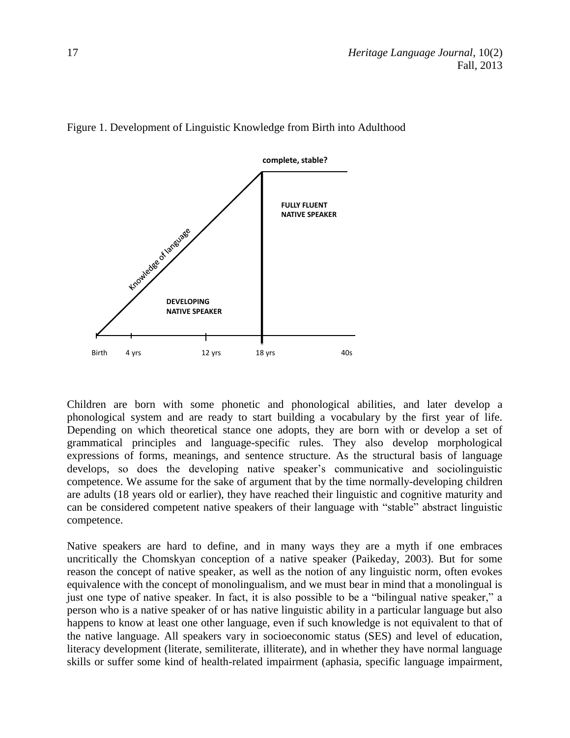Figure 1. Development of Linguistic Knowledge from Birth into Adulthood

complete, stable?

FULLY FLUENT
NATIVE SPEAKER

Knowledge of language

DEVELOPING
NATIVE SPEAKER

Birth 4 yrs 12 yrs 18 yrs 40s

Children are born with some phonetic and phonological abilities, and later develop a phonological system and are ready to start building a vocabulary by the first year of life. Depending on which theoretical stance one adopts, they are born with or develop a set of grammatical principles and language-specific rules. They also develop morphological expressions of forms, meanings, and sentence structure. As the structural basis of language develops, so does the developing native speaker's communicative and sociolinguistic competence. We assume for the sake of argument that by the time normally-developing children are adults (18 years old or earlier), they have reached their linguistic and cognitive maturity and can be considered competent native speakers of their language with "stable" abstract linguistic competence.

Native speakers are hard to define, and in many ways they are a myth if one embraces uncritically the Chomskyan conception of a native speaker (Paikeday, 2003). But for some reason the concept of native speaker, as well as the notion of any linguistic norm, often evokes equivalence with the concept of monolingualism, and we must bear in mind that a monolingual is just one type of native speaker. In fact, it is also possible to be a "bilingual native speaker," a person who is a native speaker of or has native linguistic ability in a particular language but also happens to know at least one other language, even if such knowledge is not equivalent to that of the native language. All speakers vary in socioeconomic status (SES) and level of education, literacy development (literate, semiliterate, illiterate), and in whether they have normal language skills or suffer some kind of health-related impairment (aphasia, specific language impairment,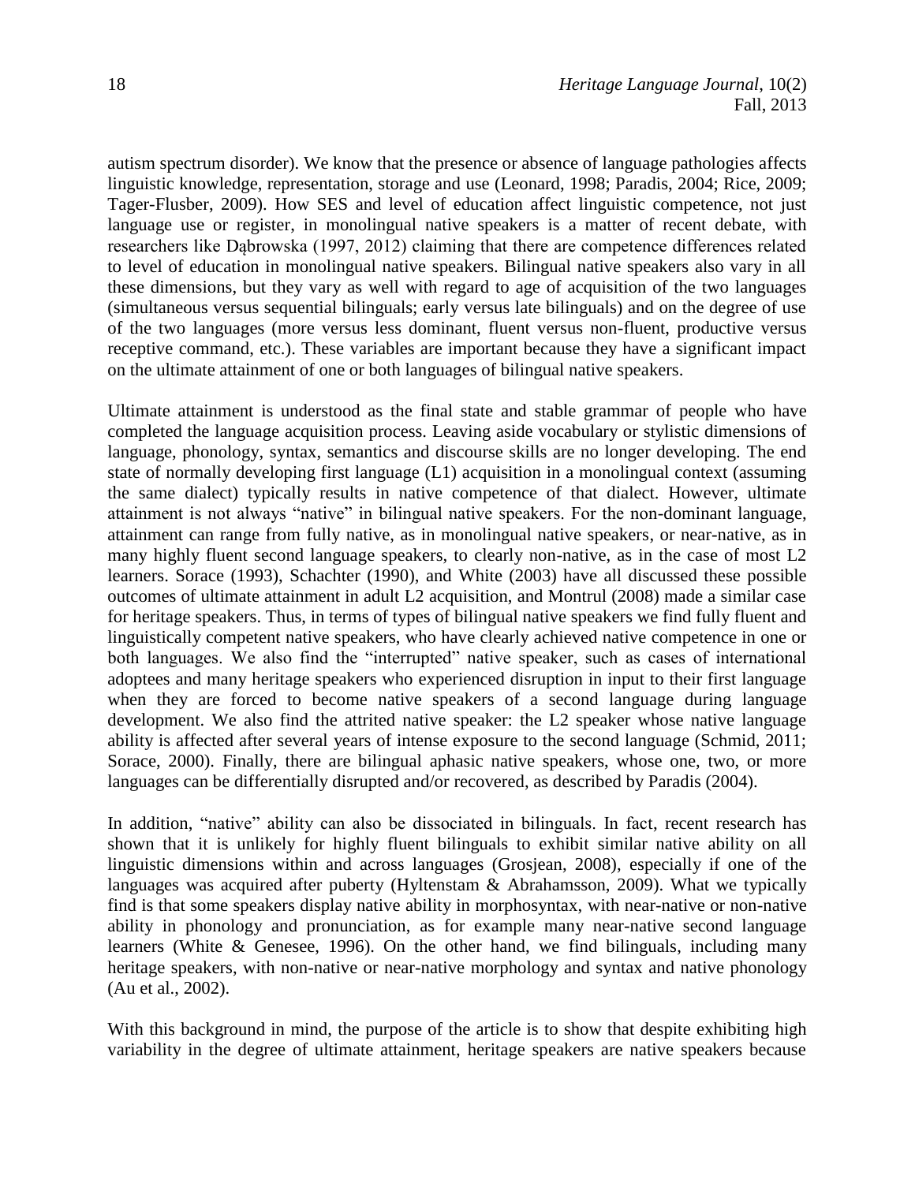autism spectrum disorder). We know that the presence or absence of language pathologies affects linguistic knowledge, representation, storage and use (Leonard, 1998; Paradis, 2004; Rice, 2009; Tager-Flusber, 2009). How SES and level of education affect linguistic competence, not just language use or register, in monolingual native speakers is a matter of recent debate, with researchers like Dąbrowska (1997, 2012) claiming that there are competence differences related to level of education in monolingual native speakers. Bilingual native speakers also vary in all these dimensions, but they vary as well with regard to age of acquisition of the two languages (simultaneous versus sequential bilinguals; early versus late bilinguals) and on the degree of use of the two languages (more versus less dominant, fluent versus non-fluent, productive versus receptive command, etc.). These variables are important because they have a significant impact on the ultimate attainment of one or both languages of bilingual native speakers.

Ultimate attainment is understood as the final state and stable grammar of people who have completed the language acquisition process. Leaving aside vocabulary or stylistic dimensions of language, phonology, syntax, semantics and discourse skills are no longer developing. The end state of normally developing first language (L1) acquisition in a monolingual context (assuming the same dialect) typically results in native competence of that dialect. However, ultimate attainment is not always "native" in bilingual native speakers. For the non-dominant language, attainment can range from fully native, as in monolingual native speakers, or near-native, as in many highly fluent second language speakers, to clearly non-native, as in the case of most L2 learners. Sorace (1993), Schachter (1990), and White (2003) have all discussed these possible outcomes of ultimate attainment in adult L2 acquisition, and Montrul (2008) made a similar case for heritage speakers. Thus, in terms of types of bilingual native speakers we find fully fluent and linguistically competent native speakers, who have clearly achieved native competence in one or both languages. We also find the "interrupted" native speaker, such as cases of international adoptees and many heritage speakers who experienced disruption in input to their first language when they are forced to become native speakers of a second language during language development. We also find the attrited native speaker: the L2 speaker whose native language ability is affected after several years of intense exposure to the second language (Schmid, 2011; Sorace, 2000). Finally, there are bilingual aphasic native speakers, whose one, two, or more languages can be differentially disrupted and/or recovered, as described by Paradis (2004).

In addition, "native" ability can also be dissociated in bilinguals. In fact, recent research has shown that it is unlikely for highly fluent bilinguals to exhibit similar native ability on all linguistic dimensions within and across languages (Grosjean, 2008), especially if one of the languages was acquired after puberty (Hyltenstam & Abrahamsson, 2009). What we typically find is that some speakers display native ability in morphosyntax, with near-native or non-native ability in phonology and pronunciation, as for example many near-native second language learners (White & Genesee, 1996). On the other hand, we find bilinguals, including many heritage speakers, with non-native or near-native morphology and syntax and native phonology (Au et al., 2002).

With this background in mind, the purpose of the article is to show that despite exhibiting high variability in the degree of ultimate attainment, heritage speakers are native speakers because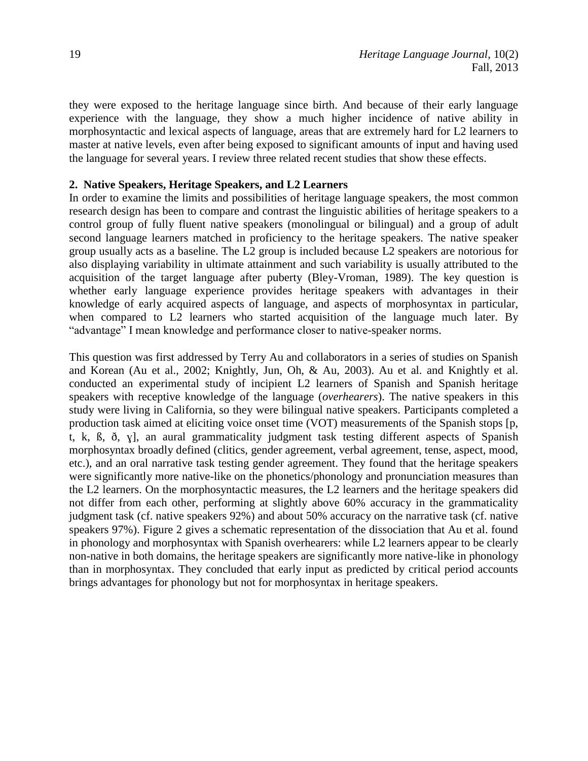they were exposed to the heritage language since birth. And because of their early language experience with the language, they show a much higher incidence of native ability in morphosyntactic and lexical aspects of language, areas that are extremely hard for L2 learners to master at native levels, even after being exposed to significant amounts of input and having used the language for several years. I review three related recent studies that show these effects.

## 2. Native Speakers, Heritage Speakers, and L2 Learners

In order to examine the limits and possibilities of heritage language speakers, the most common research design has been to compare and contrast the linguistic abilities of heritage speakers to a control group of fully fluent native speakers (monolingual or bilingual) and a group of adult second language learners matched in proficiency to the heritage speakers. The native speaker group usually acts as a baseline. The L2 group is included because L2 speakers are notorious for also displaying variability in ultimate attainment and such variability is usually attributed to the acquisition of the target language after puberty (Bley-Vroman, 1989). The key question is whether early language experience provides heritage speakers with advantages in their knowledge of early acquired aspects of language, and aspects of morphosyntax in particular, when compared to L2 learners who started acquisition of the language much later. By "advantage" I mean knowledge and performance closer to native-speaker norms.

This question was first addressed by Terry Au and collaborators in a series of studies on Spanish and Korean (Au et al., 2002; Knightly, Jun, Oh, & Au, 2003). Au et al. and Knightly et al. conducted an experimental study of incipient L2 learners of Spanish and Spanish heritage speakers with receptive knowledge of the language (*overhearers*). The native speakers in this study were living in California, so they were bilingual native speakers. Participants completed a production task aimed at eliciting voice onset time (VOT) measurements of the Spanish stops [p, t, k, ß, ð, ɣ], an aural grammaticality judgment task testing different aspects of Spanish morphosyntax broadly defined (clitics, gender agreement, verbal agreement, tense, aspect, mood, etc.), and an oral narrative task testing gender agreement. They found that the heritage speakers were significantly more native-like on the phonetics/phonology and pronunciation measures than the L2 learners. On the morphosyntactic measures, the L2 learners and the heritage speakers did not differ from each other, performing at slightly above 60% accuracy in the grammaticality judgment task (cf. native speakers 92%) and about 50% accuracy on the narrative task (cf. native speakers 97%). Figure 2 gives a schematic representation of the dissociation that Au et al. found in phonology and morphosyntax with Spanish overhearers: while L2 learners appear to be clearly non-native in both domains, the heritage speakers are significantly more native-like in phonology than in morphosyntax. They concluded that early input as predicted by critical period accounts brings advantages for phonology but not for morphosyntax in heritage speakers.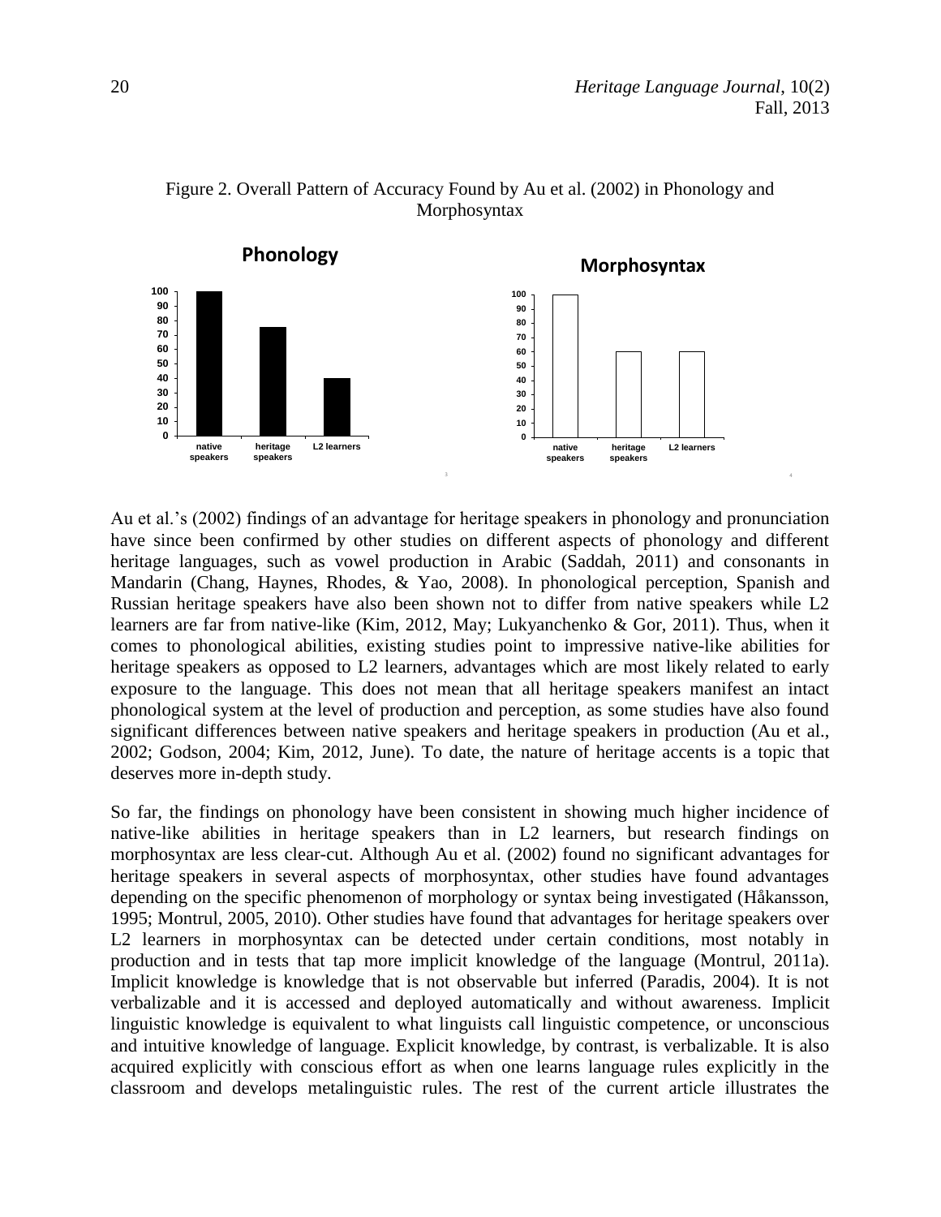Figure 2. Overall Pattern of Accuracy Found by Au et al. (2002) in Phonology and Morphosyntax

**Phonology**

100
90
80
70
60
50
40
30
20
10
0

native speakers
heritage speakers
L2 learners

**Morphosyntax**

100
90
80
70
60
50
40
30
20
10
0

native speakers
heritage speakers
L2 learners

Au et al.'s (2002) findings of an advantage for heritage speakers in phonology and pronunciation have since been confirmed by other studies on different aspects of phonology and different heritage languages, such as vowel production in Arabic (Saddah, 2011) and consonants in Mandarin (Chang, Haynes, Rhodes, & Yao, 2008). In phonological perception, Spanish and Russian heritage speakers have also been shown not to differ from native speakers while L2 learners are far from native-like (Kim, 2012, May; Lukyanchenko & Gor, 2011). Thus, when it comes to phonological abilities, existing studies point to impressive native-like abilities for heritage speakers as opposed to L2 learners, advantages which are most likely related to early exposure to the language. This does not mean that all heritage speakers manifest an intact phonological system at the level of production and perception, as some studies have also found significant differences between native speakers and heritage speakers in production (Au et al., 2002; Godson, 2004; Kim, 2012, June). To date, the nature of heritage accents is a topic that deserves more in-depth study.

So far, the findings on phonology have been consistent in showing much higher incidence of native-like abilities in heritage speakers than in L2 learners, but research findings on morphosyntax are less clear-cut. Although Au et al. (2002) found no significant advantages for heritage speakers in several aspects of morphosyntax, other studies have found advantages depending on the specific phenomenon of morphology or syntax being investigated (Håkansson, 1995; Montrul, 2005, 2010). Other studies have found that advantages for heritage speakers over L2 learners in morphosyntax can be detected under certain conditions, most notably in production and in tests that tap more implicit knowledge of the language (Montrul, 2011a). Implicit knowledge is knowledge that is not observable but inferred (Paradis, 2004). It is not verbalizable and it is accessed and deployed automatically and without awareness. Implicit linguistic knowledge is equivalent to what linguists call linguistic competence, or unconscious and intuitive knowledge of language. Explicit knowledge, by contrast, is verbalizable. It is also acquired explicitly with conscious effort as when one learns language rules explicitly in the classroom and develops metalinguistic rules. The rest of the current article illustrates the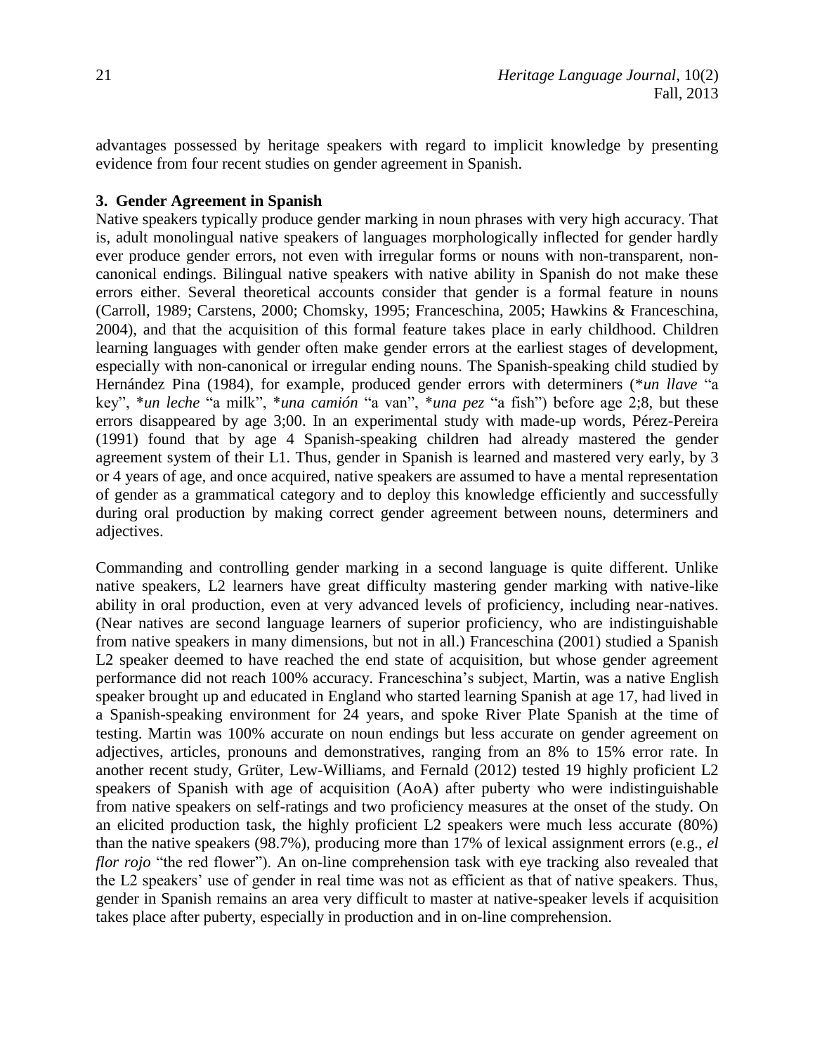advantages possessed by heritage speakers with regard to implicit knowledge by presenting evidence from four recent studies on gender agreement in Spanish.

### 3. Gender Agreement in Spanish

Native speakers typically produce gender marking in noun phrases with very high accuracy. That is, adult monolingual native speakers of languages morphologically inflected for gender hardly ever produce gender errors, not even with irregular forms or nouns with non-transparent, non-canonical endings. Bilingual native speakers with native ability in Spanish do not make these errors either. Several theoretical accounts consider that gender is a formal feature in nouns (Carroll, 1989; Carstens, 2000; Chomsky, 1995; Franceschina, 2005; Hawkins & Franceschina, 2004), and that the acquisition of this formal feature takes place in early childhood. Children learning languages with gender often make gender errors at the earliest stages of development, especially with non-canonical or irregular ending nouns. The Spanish-speaking child studied by Hernández Pina (1984), for example, produced gender errors with determiners (**un llave* "a key", **un leche* "a milk", **una camión* "a van", **una pez* "a fish") before age 2;8, but these errors disappeared by age 3;00. In an experimental study with made-up words, Pérez-Pereira (1991) found that by age 4 Spanish-speaking children had already mastered the gender agreement system of their L1. Thus, gender in Spanish is learned and mastered very early, by 3 or 4 years of age, and once acquired, native speakers are assumed to have a mental representation of gender as a grammatical category and to deploy this knowledge efficiently and successfully during oral production by making correct gender agreement between nouns, determiners and adjectives.

Commanding and controlling gender marking in a second language is quite different. Unlike native speakers, L2 learners have great difficulty mastering gender marking with native-like ability in oral production, even at very advanced levels of proficiency, including near-natives. (Near natives are second language learners of superior proficiency, who are indistinguishable from native speakers in many dimensions, but not in all.) Franceschina (2001) studied a Spanish L2 speaker deemed to have reached the end state of acquisition, but whose gender agreement performance did not reach 100% accuracy. Franceschina's subject, Martin, was a native English speaker brought up and educated in England who started learning Spanish at age 17, had lived in a Spanish-speaking environment for 24 years, and spoke River Plate Spanish at the time of testing. Martin was 100% accurate on noun endings but less accurate on gender agreement on adjectives, articles, pronouns and demonstratives, ranging from an 8% to 15% error rate. In another recent study, Grüter, Lew-Williams, and Fernald (2012) tested 19 highly proficient L2 speakers of Spanish with age of acquisition (AoA) after puberty who were indistinguishable from native speakers on self-ratings and two proficiency measures at the onset of the study. On an elicited production task, the highly proficient L2 speakers were much less accurate (80%) than the native speakers (98.7%), producing more than 17% of lexical assignment errors (e.g., *el flor rojo* "the red flower"). An on-line comprehension task with eye tracking also revealed that the L2 speakers' use of gender in real time was not as efficient as that of native speakers. Thus, gender in Spanish remains an area very difficult to master at native-speaker levels if acquisition takes place after puberty, especially in production and in on-line comprehension.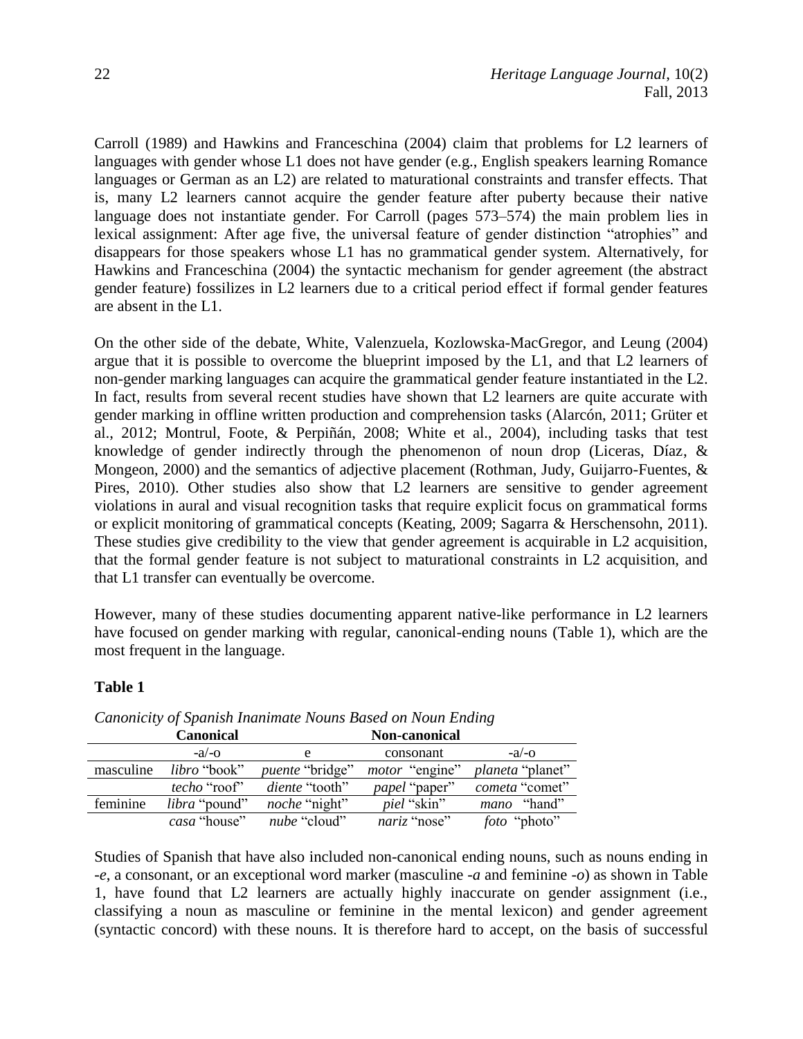Carroll (1989) and Hawkins and Franceschina (2004) claim that problems for L2 learners of languages with gender whose L1 does not have gender (e.g., English speakers learning Romance languages or German as an L2) are related to maturational constraints and transfer effects. That is, many L2 learners cannot acquire the gender feature after puberty because their native language does not instantiate gender. For Carroll (pages 573–574) the main problem lies in lexical assignment: After age five, the universal feature of gender distinction "atrophies" and disappears for those speakers whose L1 has no grammatical gender system. Alternatively, for Hawkins and Franceschina (2004) the syntactic mechanism for gender agreement (the abstract gender feature) fossilizes in L2 learners due to a critical period effect if formal gender features are absent in the L1.

On the other side of the debate, White, Valenzuela, Kozlowska-MacGregor, and Leung (2004) argue that it is possible to overcome the blueprint imposed by the L1, and that L2 learners of non-gender marking languages can acquire the grammatical gender feature instantiated in the L2. In fact, results from several recent studies have shown that L2 learners are quite accurate with gender marking in offline written production and comprehension tasks (Alarcón, 2011; Grüter et al., 2012; Montrul, Foote, & Perpiñán, 2008; White et al., 2004), including tasks that test knowledge of gender indirectly through the phenomenon of noun drop (Liceras, Díaz, & Mongeon, 2000) and the semantics of adjective placement (Rothman, Judy, Guijarro-Fuentes, & Pires, 2010). Other studies also show that L2 learners are sensitive to gender agreement violations in aural and visual recognition tasks that require explicit focus on grammatical forms or explicit monitoring of grammatical concepts (Keating, 2009; Sagarra & Herschensohn, 2011). These studies give credibility to the view that gender agreement is acquirable in L2 acquisition, that the formal gender feature is not subject to maturational constraints in L2 acquisition, and that L1 transfer can eventually be overcome.

However, many of these studies documenting apparent native-like performance in L2 learners have focused on gender marking with regular, canonical-ending nouns (Table 1), which are the most frequent in the language.

**Table 1**

*Canonicity of Spanish Inanimate Nouns Based on Noun Ending*

| | Canonical | Non-canonical | | |
|---|---|---|---|---|
| | -a/-o | e | consonant | -a/-o |
| masculine | *libro* "book" | *puente* "bridge" | *motor* "engine" | *planeta* "planet" |
| | *techo* "roof" | *diente* "tooth" | *papel* "paper" | *cometa* "comet" |
| feminine | *libra* "pound" | *noche* "night" | *piel* "skin" | *mano* "hand" |
| | *casa* "house" | *nube* "cloud" | *nariz* "nose" | *foto* "photo" |

Studies of Spanish that have also included non-canonical ending nouns, such as nouns ending in *-e*, a consonant, or an exceptional word marker (masculine *-a* and feminine *-o*) as shown in Table 1, have found that L2 learners are actually highly inaccurate on gender assignment (i.e., classifying a noun as masculine or feminine in the mental lexicon) and gender agreement (syntactic concord) with these nouns. It is therefore hard to accept, on the basis of successful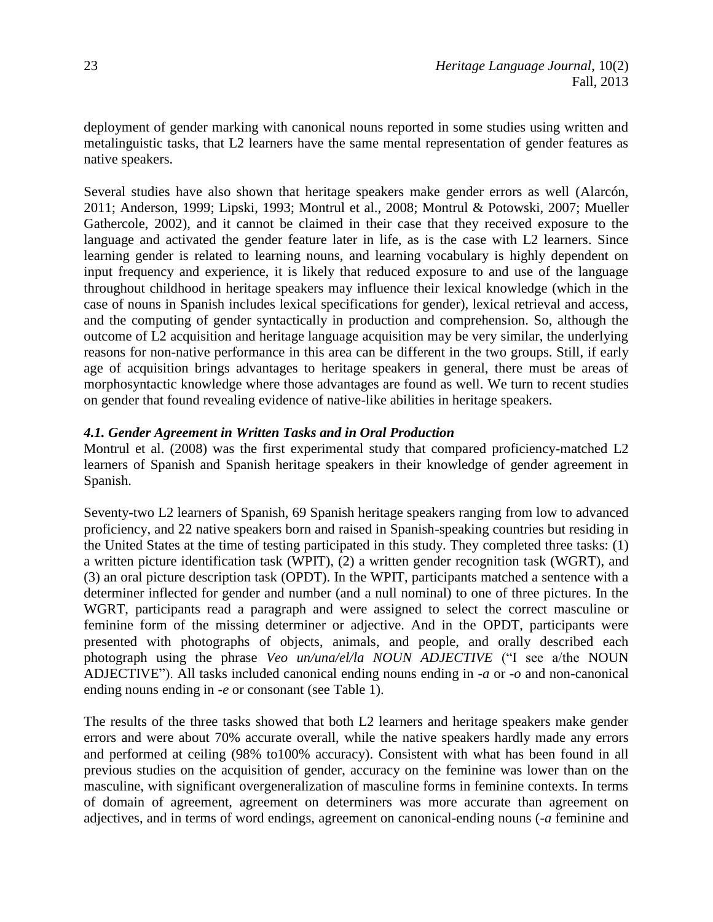deployment of gender marking with canonical nouns reported in some studies using written and metalinguistic tasks, that L2 learners have the same mental representation of gender features as native speakers.

Several studies have also shown that heritage speakers make gender errors as well (Alarcón, 2011; Anderson, 1999; Lipski, 1993; Montrul et al., 2008; Montrul & Potowski, 2007; Mueller Gathercole, 2002), and it cannot be claimed in their case that they received exposure to the language and activated the gender feature later in life, as is the case with L2 learners. Since learning gender is related to learning nouns, and learning vocabulary is highly dependent on input frequency and experience, it is likely that reduced exposure to and use of the language throughout childhood in heritage speakers may influence their lexical knowledge (which in the case of nouns in Spanish includes lexical specifications for gender), lexical retrieval and access, and the computing of gender syntactically in production and comprehension. So, although the outcome of L2 acquisition and heritage language acquisition may be very similar, the underlying reasons for non-native performance in this area can be different in the two groups. Still, if early age of acquisition brings advantages to heritage speakers in general, there must be areas of morphosyntactic knowledge where those advantages are found as well. We turn to recent studies on gender that found revealing evidence of native-like abilities in heritage speakers.

### *4.1. Gender Agreement in Written Tasks and in Oral Production*

Montrul et al. (2008) was the first experimental study that compared proficiency-matched L2 learners of Spanish and Spanish heritage speakers in their knowledge of gender agreement in Spanish.

Seventy-two L2 learners of Spanish, 69 Spanish heritage speakers ranging from low to advanced proficiency, and 22 native speakers born and raised in Spanish-speaking countries but residing in the United States at the time of testing participated in this study. They completed three tasks: (1) a written picture identification task (WPIT), (2) a written gender recognition task (WGRT), and (3) an oral picture description task (OPDT). In the WPIT, participants matched a sentence with a determiner inflected for gender and number (and a null nominal) to one of three pictures. In the WGRT, participants read a paragraph and were assigned to select the correct masculine or feminine form of the missing determiner or adjective. And in the OPDT, participants were presented with photographs of objects, animals, and people, and orally described each photograph using the phrase *Veo un/una/el/la NOUN ADJECTIVE* ("I see a/the NOUN ADJECTIVE"). All tasks included canonical ending nouns ending in *-a* or *-o* and non-canonical ending nouns ending in *-e* or consonant (see Table 1).

The results of the three tasks showed that both L2 learners and heritage speakers make gender errors and were about 70% accurate overall, while the native speakers hardly made any errors and performed at ceiling (98% to100% accuracy). Consistent with what has been found in all previous studies on the acquisition of gender, accuracy on the feminine was lower than on the masculine, with significant overgeneralization of masculine forms in feminine contexts. In terms of domain of agreement, agreement on determiners was more accurate than agreement on adjectives, and in terms of word endings, agreement on canonical-ending nouns (*-a* feminine and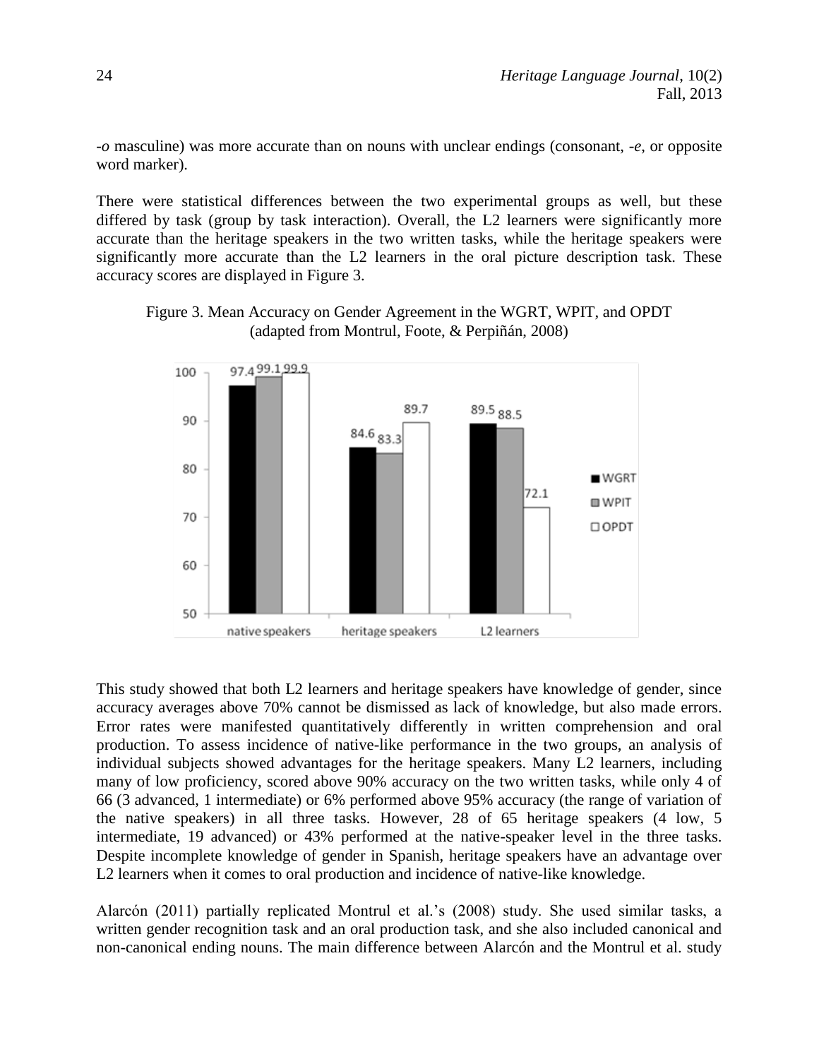-*o* masculine) was more accurate than on nouns with unclear endings (consonant, -*e*, or opposite word marker).

There were statistical differences between the two experimental groups as well, but these differed by task (group by task interaction). Overall, the L2 learners were significantly more accurate than the heritage speakers in the two written tasks, while the heritage speakers were significantly more accurate than the L2 learners in the oral picture description task. These accuracy scores are displayed in Figure 3.

Figure 3. Mean Accuracy on Gender Agreement in the WGRT, WPIT, and OPDT (adapted from Montrul, Foote, & Perpiñán, 2008)

100
90
80
70
60
50

97.4 99.1 99.9
84.6 83.3 89.7
89.5 88.5 72.1

native speakers
heritage speakers
L2 learners

WGRT
WPIT
OPDT

This study showed that both L2 learners and heritage speakers have knowledge of gender, since accuracy averages above 70% cannot be dismissed as lack of knowledge, but also made errors. Error rates were manifested quantitatively differently in written comprehension and oral production. To assess incidence of native-like performance in the two groups, an analysis of individual subjects showed advantages for the heritage speakers. Many L2 learners, including many of low proficiency, scored above 90% accuracy on the two written tasks, while only 4 of 66 (3 advanced, 1 intermediate) or 6% performed above 95% accuracy (the range of variation of the native speakers) in all three tasks. However, 28 of 65 heritage speakers (4 low, 5 intermediate, 19 advanced) or 43% performed at the native-speaker level in the three tasks. Despite incomplete knowledge of gender in Spanish, heritage speakers have an advantage over L2 learners when it comes to oral production and incidence of native-like knowledge.

Alarcón (2011) partially replicated Montrul et al.'s (2008) study. She used similar tasks, a written gender recognition task and an oral production task, and she also included canonical and non-canonical ending nouns. The main difference between Alarcón and the Montrul et al. study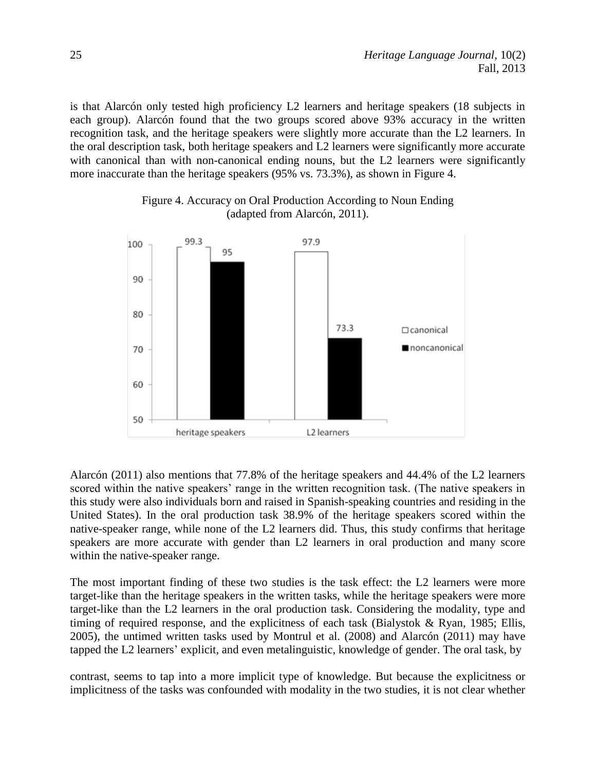is that Alarcón only tested high proficiency L2 learners and heritage speakers (18 subjects in each group). Alarcón found that the two groups scored above 93% accuracy in the written recognition task, and the heritage speakers were slightly more accurate than the L2 learners. In the oral description task, both heritage speakers and L2 learners were significantly more accurate with canonical than with non-canonical ending nouns, but the L2 learners were significantly more inaccurate than the heritage speakers (95% vs. 73.3%), as shown in Figure 4.

Figure 4. Accuracy on Oral Production According to Noun Ending (adapted from Alarcón, 2011).

100
90
80
70
60
50

99.3
95
97.9
73.3

heritage speakers
L2 learners

canonical
noncanonical

Alarcón (2011) also mentions that 77.8% of the heritage speakers and 44.4% of the L2 learners scored within the native speakers' range in the written recognition task. (The native speakers in this study were also individuals born and raised in Spanish-speaking countries and residing in the United States). In the oral production task 38.9% of the heritage speakers scored within the native-speaker range, while none of the L2 learners did. Thus, this study confirms that heritage speakers are more accurate with gender than L2 learners in oral production and many score within the native-speaker range.

The most important finding of these two studies is the task effect: the L2 learners were more target-like than the heritage speakers in the written tasks, while the heritage speakers were more target-like than the L2 learners in the oral production task. Considering the modality, type and timing of required response, and the explicitness of each task (Bialystok & Ryan, 1985; Ellis, 2005), the untimed written tasks used by Montrul et al. (2008) and Alarcón (2011) may have tapped the L2 learners' explicit, and even metalinguistic, knowledge of gender. The oral task, by contrast, seems to tap into a more implicit type of knowledge. But because the explicitness or implicitness of the tasks was confounded with modality in the two studies, it is not clear whether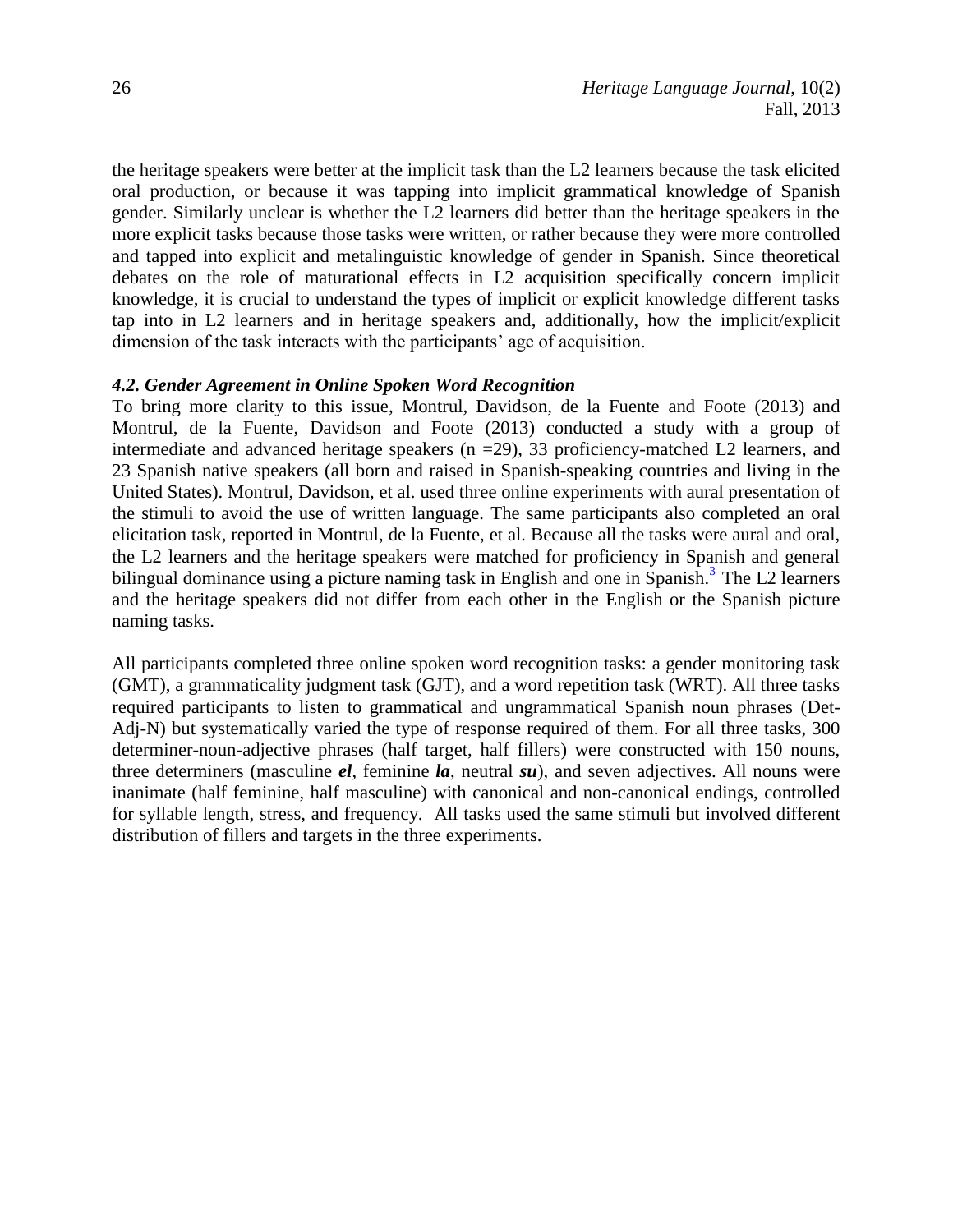the heritage speakers were better at the implicit task than the L2 learners because the task elicited oral production, or because it was tapping into implicit grammatical knowledge of Spanish gender. Similarly unclear is whether the L2 learners did better than the heritage speakers in the more explicit tasks because those tasks were written, or rather because they were more controlled and tapped into explicit and metalinguistic knowledge of gender in Spanish. Since theoretical debates on the role of maturational effects in L2 acquisition specifically concern implicit knowledge, it is crucial to understand the types of implicit or explicit knowledge different tasks tap into in L2 learners and in heritage speakers and, additionally, how the implicit/explicit dimension of the task interacts with the participants' age of acquisition.

### *4.2. Gender Agreement in Online Spoken Word Recognition*

To bring more clarity to this issue, Montrul, Davidson, de la Fuente and Foote (2013) and Montrul, de la Fuente, Davidson and Foote (2013) conducted a study with a group of intermediate and advanced heritage speakers (n =29), 33 proficiency-matched L2 learners, and 23 Spanish native speakers (all born and raised in Spanish-speaking countries and living in the United States). Montrul, Davidson, et al. used three online experiments with aural presentation of the stimuli to avoid the use of written language. The same participants also completed an oral elicitation task, reported in Montrul, de la Fuente, et al. Because all the tasks were aural and oral, the L2 learners and the heritage speakers were matched for proficiency in Spanish and general bilingual dominance using a picture naming task in English and one in Spanish.[3] The L2 learners and the heritage speakers did not differ from each other in the English or the Spanish picture naming tasks.

All participants completed three online spoken word recognition tasks: a gender monitoring task (GMT), a grammaticality judgment task (GJT), and a word repetition task (WRT). All three tasks required participants to listen to grammatical and ungrammatical Spanish noun phrases (Det-Adj-N) but systematically varied the type of response required of them. For all three tasks, 300 determiner-noun-adjective phrases (half target, half fillers) were constructed with 150 nouns, three determiners (masculine ***el***, feminine ***la***, neutral ***su***), and seven adjectives. All nouns were inanimate (half feminine, half masculine) with canonical and non-canonical endings, controlled for syllable length, stress, and frequency. All tasks used the same stimuli but involved different distribution of fillers and targets in the three experiments.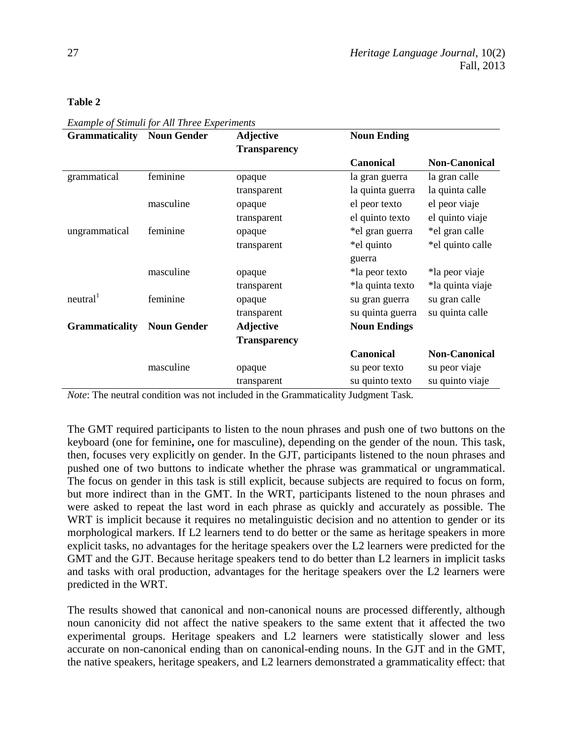**Table 2**

*Example of Stimuli for All Three Experiments*

| Grammaticality | Noun Gender | Adjective Transparency | Noun Ending | |
|---|---|---|---|---|
| | | | **Canonical** | **Non-Canonical** |
| grammatical | feminine | opaque | la gran guerra | la gran calle |
| | | transparent | la quinta guerra | la quinta calle |
| | masculine | opaque | el peor texto | el peor viaje |
| | | transparent | el quinto texto | el quinto viaje |
| ungrammatical | feminine | opaque | *el gran guerra | *el gran calle |
| | | transparent | *el quinto guerra | *el quinto calle |
| | masculine | opaque | *la peor texto | *la peor viaje |
| | | transparent | *la quinta texto | *la quinta viaje |
| neutral[1] | feminine | opaque | su gran guerra | su gran calle |
| | | transparent | su quinta guerra | su quinta calle |
| **Grammaticality** | **Noun Gender** | **Adjective Transparency** | **Noun Endings** | |
| | | | **Canonical** | **Non-Canonical** |
| | masculine | opaque | su peor texto | su peor viaje |
| | | transparent | su quinto texto | su quinto viaje |

*Note*: The neutral condition was not included in the Grammaticality Judgment Task.

The GMT required participants to listen to the noun phrases and push one of two buttons on the keyboard (one for feminine**,** one for masculine), depending on the gender of the noun. This task, then, focuses very explicitly on gender. In the GJT, participants listened to the noun phrases and pushed one of two buttons to indicate whether the phrase was grammatical or ungrammatical. The focus on gender in this task is still explicit, because subjects are required to focus on form, but more indirect than in the GMT. In the WRT, participants listened to the noun phrases and were asked to repeat the last word in each phrase as quickly and accurately as possible. The WRT is implicit because it requires no metalinguistic decision and no attention to gender or its morphological markers. If L2 learners tend to do better or the same as heritage speakers in more explicit tasks, no advantages for the heritage speakers over the L2 learners were predicted for the GMT and the GJT. Because heritage speakers tend to do better than L2 learners in implicit tasks and tasks with oral production, advantages for the heritage speakers over the L2 learners were predicted in the WRT.

The results showed that canonical and non-canonical nouns are processed differently, although noun canonicity did not affect the native speakers to the same extent that it affected the two experimental groups. Heritage speakers and L2 learners were statistically slower and less accurate on non-canonical ending than on canonical-ending nouns. In the GJT and in the GMT, the native speakers, heritage speakers, and L2 learners demonstrated a grammaticality effect: that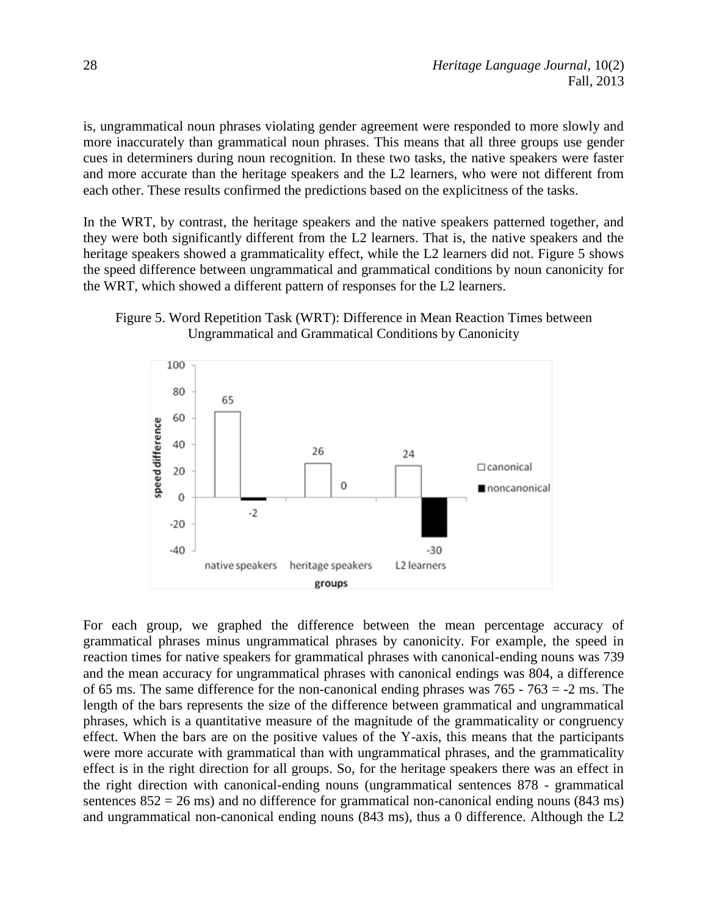is, ungrammatical noun phrases violating gender agreement were responded to more slowly and more inaccurately than grammatical noun phrases. This means that all three groups use gender cues in determiners during noun recognition. In these two tasks, the native speakers were faster and more accurate than the heritage speakers and the L2 learners, who were not different from each other. These results confirmed the predictions based on the explicitness of the tasks.

In the WRT, by contrast, the heritage speakers and the native speakers patterned together, and they were both significantly different from the L2 learners. That is, the native speakers and the heritage speakers showed a grammaticality effect, while the L2 learners did not. Figure 5 shows the speed difference between ungrammatical and grammatical conditions by noun canonicity for the WRT, which showed a different pattern of responses for the L2 learners.

Figure 5. Word Repetition Task (WRT): Difference in Mean Reaction Times between Ungrammatical and Grammatical Conditions by Canonicity

speed difference
100
80
60
40
20
0
-20
-40
65
-2
26
0
24
-30
native speakers
heritage speakers
L2 learners
groups
canonical
noncanonical

For each group, we graphed the difference between the mean percentage accuracy of grammatical phrases minus ungrammatical phrases by canonicity. For example, the speed in reaction times for native speakers for grammatical phrases with canonical-ending nouns was 739 and the mean accuracy for ungrammatical phrases with canonical endings was 804, a difference of 65 ms. The same difference for the non-canonical ending phrases was 765 - 763 = -2 ms. The length of the bars represents the size of the difference between grammatical and ungrammatical phrases, which is a quantitative measure of the magnitude of the grammaticality or congruency effect. When the bars are on the positive values of the Y-axis, this means that the participants were more accurate with grammatical than with ungrammatical phrases, and the grammaticality effect is in the right direction for all groups. So, for the heritage speakers there was an effect in the right direction with canonical-ending nouns (ungrammatical sentences 878 - grammatical sentences 852 = 26 ms) and no difference for grammatical non-canonical ending nouns (843 ms) and ungrammatical non-canonical ending nouns (843 ms), thus a 0 difference. Although the L2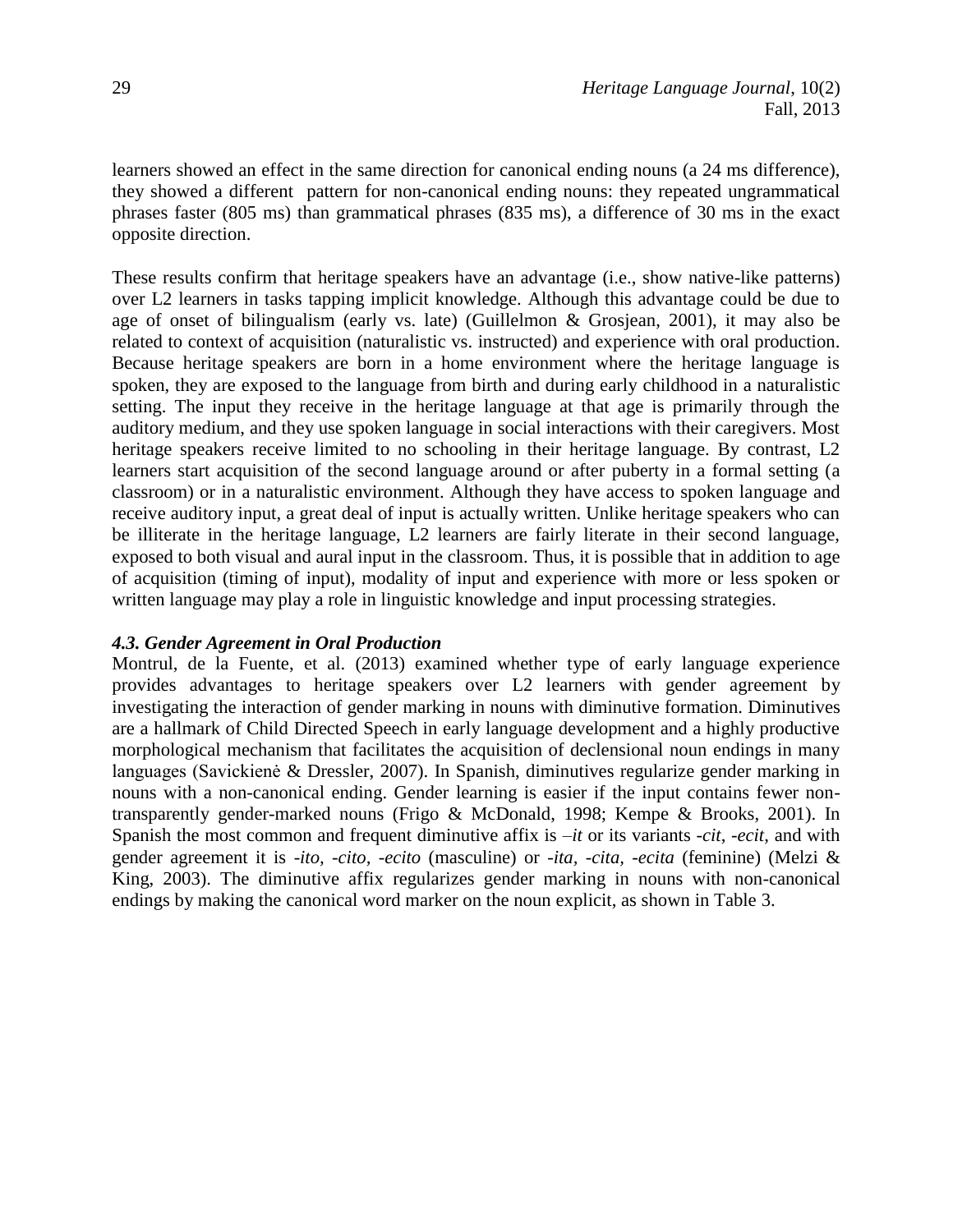learners showed an effect in the same direction for canonical ending nouns (a 24 ms difference), they showed a different pattern for non-canonical ending nouns: they repeated ungrammatical phrases faster (805 ms) than grammatical phrases (835 ms), a difference of 30 ms in the exact opposite direction.

These results confirm that heritage speakers have an advantage (i.e., show native-like patterns) over L2 learners in tasks tapping implicit knowledge. Although this advantage could be due to age of onset of bilingualism (early vs. late) (Guillelmon & Grosjean, 2001), it may also be related to context of acquisition (naturalistic vs. instructed) and experience with oral production. Because heritage speakers are born in a home environment where the heritage language is spoken, they are exposed to the language from birth and during early childhood in a naturalistic setting. The input they receive in the heritage language at that age is primarily through the auditory medium, and they use spoken language in social interactions with their caregivers. Most heritage speakers receive limited to no schooling in their heritage language. By contrast, L2 learners start acquisition of the second language around or after puberty in a formal setting (a classroom) or in a naturalistic environment. Although they have access to spoken language and receive auditory input, a great deal of input is actually written. Unlike heritage speakers who can be illiterate in the heritage language, L2 learners are fairly literate in their second language, exposed to both visual and aural input in the classroom. Thus, it is possible that in addition to age of acquisition (timing of input), modality of input and experience with more or less spoken or written language may play a role in linguistic knowledge and input processing strategies.

### *4.3. Gender Agreement in Oral Production*

Montrul, de la Fuente, et al. (2013) examined whether type of early language experience provides advantages to heritage speakers over L2 learners with gender agreement by investigating the interaction of gender marking in nouns with diminutive formation. Diminutives are a hallmark of Child Directed Speech in early language development and a highly productive morphological mechanism that facilitates the acquisition of declensional noun endings in many languages (Savickienė & Dressler, 2007). In Spanish, diminutives regularize gender marking in nouns with a non-canonical ending. Gender learning is easier if the input contains fewer non-transparently gender-marked nouns (Frigo & McDonald, 1998; Kempe & Brooks, 2001). In Spanish the most common and frequent diminutive affix is *–it* or its variants *-cit*, *-ecit*, and with gender agreement it is *-ito*, *-cito*, *-ecito* (masculine) or *-ita*, *-cita*, *-ecita* (feminine) (Melzi & King, 2003). The diminutive affix regularizes gender marking in nouns with non-canonical endings by making the canonical word marker on the noun explicit, as shown in Table 3.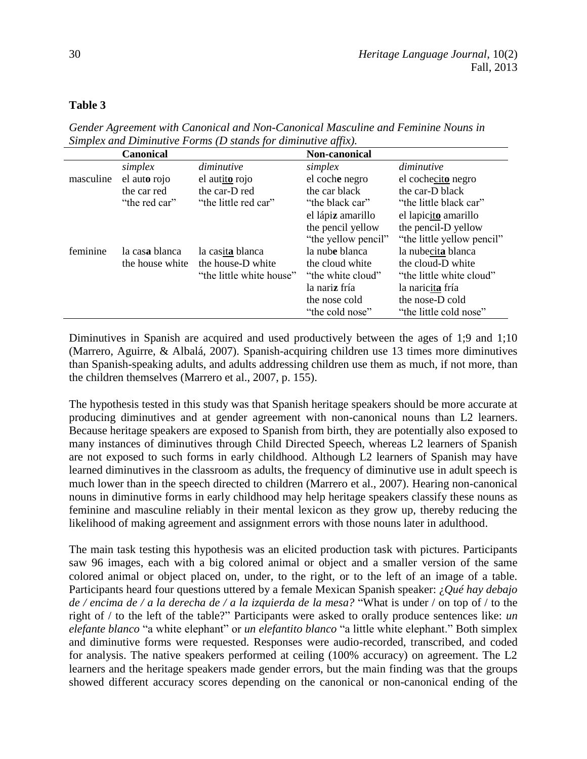**Table 3**

*Gender Agreement with Canonical and Non-Canonical Masculine and Feminine Nouns in Simplex and Diminutive Forms (D stands for diminutive affix).*

| | Canonical | | Non-canonical | |
|---|---|---|---|---|
| | *simplex* | *diminutive* | *simplex* | *diminutive* |
| masculine | el aut**o** rojo<br>the car red<br>"the red car" | el aut<u>it**o**</u> rojo<br>the car-D red<br>"the little red car" | el coch**e** negro<br>the car black<br>"the black car" | el coche<u>cit**o**</u> negro<br>the car-D black<br>"the little black car" |
| | | | el lápi**z** amarillo<br>the pencil yellow<br>"the yellow pencil" | el lapi<u>cit**o**</u> amarillo<br>the pencil-D yellow<br>"the little yellow pencil" |
| feminine | la cas**a** blanca<br>the house white | la cas<u>it**a**</u> blanca<br>the house-D white<br>"the little white house" | la nub**e** blanca<br>the cloud white<br>"the white cloud" | la nube<u>cit**a**</u> blanca<br>the cloud-D white<br>"the little white cloud" |
| | | | la nari**z** fría<br>the nose cold<br>"the cold nose" | la nari<u>cit**a**</u> fría<br>the nose-D cold<br>"the little cold nose" |

Diminutives in Spanish are acquired and used productively between the ages of 1;9 and 1;10 (Marrero, Aguirre, & Albalá, 2007). Spanish-acquiring children use 13 times more diminutives than Spanish-speaking adults, and adults addressing children use them as much, if not more, than the children themselves (Marrero et al., 2007, p. 155).

The hypothesis tested in this study was that Spanish heritage speakers should be more accurate at producing diminutives and at gender agreement with non-canonical nouns than L2 learners. Because heritage speakers are exposed to Spanish from birth, they are potentially also exposed to many instances of diminutives through Child Directed Speech, whereas L2 learners of Spanish are not exposed to such forms in early childhood. Although L2 learners of Spanish may have learned diminutives in the classroom as adults, the frequency of diminutive use in adult speech is much lower than in the speech directed to children (Marrero et al., 2007). Hearing non-canonical nouns in diminutive forms in early childhood may help heritage speakers classify these nouns as feminine and masculine reliably in their mental lexicon as they grow up, thereby reducing the likelihood of making agreement and assignment errors with those nouns later in adulthood.

The main task testing this hypothesis was an elicited production task with pictures. Participants saw 96 images, each with a big colored animal or object and a smaller version of the same colored animal or object placed on, under, to the right, or to the left of an image of a table. Participants heard four questions uttered by a female Mexican Spanish speaker: *¿Qué hay debajo de / encima de / a la derecha de / a la izquierda de la mesa?* "What is under / on top of / to the right of / to the left of the table?" Participants were asked to orally produce sentences like: *un elefante blanco* "a white elephant" or *un elefantito blanco* "a little white elephant." Both simplex and diminutive forms were requested. Responses were audio-recorded, transcribed, and coded for analysis. The native speakers performed at ceiling (100% accuracy) on agreement. The L2 learners and the heritage speakers made gender errors, but the main finding was that the groups showed different accuracy scores depending on the canonical or non-canonical ending of the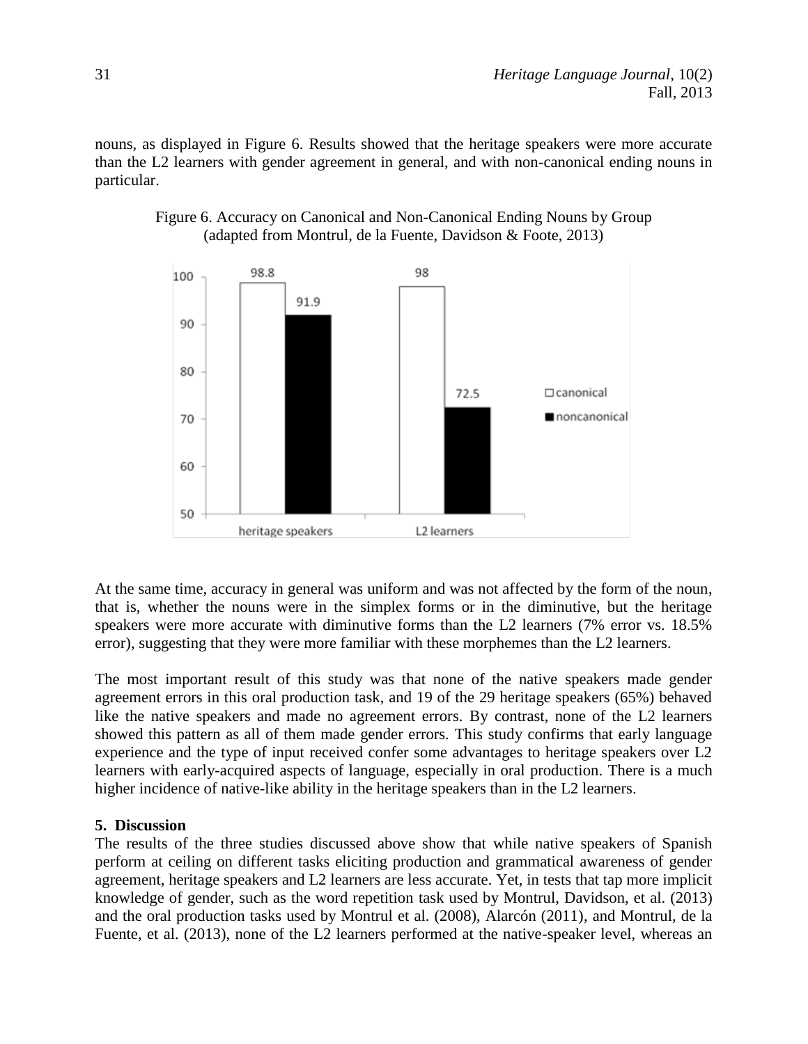nouns, as displayed in Figure 6. Results showed that the heritage speakers were more accurate than the L2 learners with gender agreement in general, and with non-canonical ending nouns in particular.

Figure 6. Accuracy on Canonical and Non-Canonical Ending Nouns by Group (adapted from Montrul, de la Fuente, Davidson & Foote, 2013)

100
90
80
70
60
50

98.8
91.9
98
72.5

canonical
noncanonical

heritage speakers
L2 learners

At the same time, accuracy in general was uniform and was not affected by the form of the noun, that is, whether the nouns were in the simplex forms or in the diminutive, but the heritage speakers were more accurate with diminutive forms than the L2 learners (7% error vs. 18.5% error), suggesting that they were more familiar with these morphemes than the L2 learners.

The most important result of this study was that none of the native speakers made gender agreement errors in this oral production task, and 19 of the 29 heritage speakers (65%) behaved like the native speakers and made no agreement errors. By contrast, none of the L2 learners showed this pattern as all of them made gender errors. This study confirms that early language experience and the type of input received confer some advantages to heritage speakers over L2 learners with early-acquired aspects of language, especially in oral production. There is a much higher incidence of native-like ability in the heritage speakers than in the L2 learners.

## 5. Discussion

The results of the three studies discussed above show that while native speakers of Spanish perform at ceiling on different tasks eliciting production and grammatical awareness of gender agreement, heritage speakers and L2 learners are less accurate. Yet, in tests that tap more implicit knowledge of gender, such as the word repetition task used by Montrul, Davidson, et al. (2013) and the oral production tasks used by Montrul et al. (2008), Alarcón (2011), and Montrul, de la Fuente, et al. (2013), none of the L2 learners performed at the native-speaker level, whereas an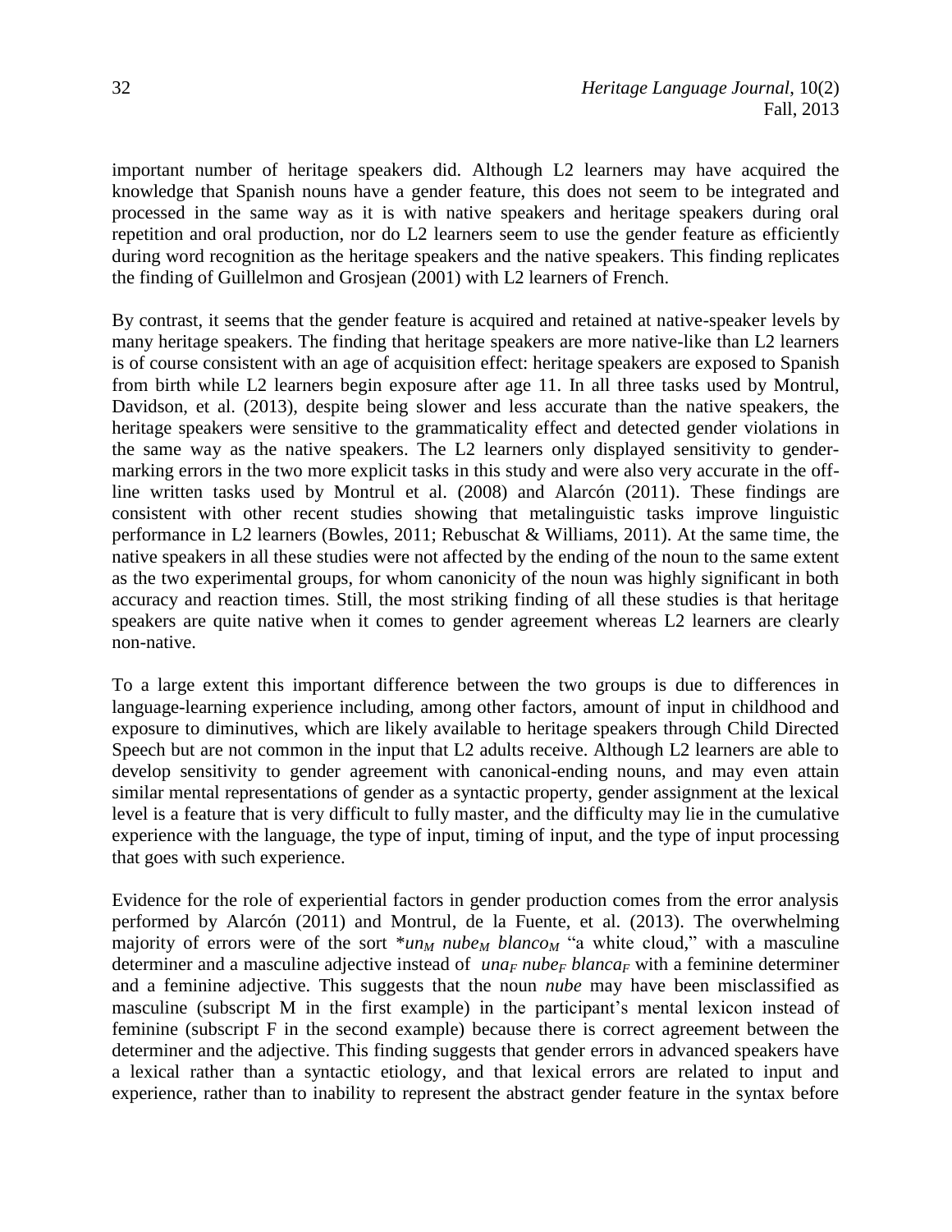important number of heritage speakers did. Although L2 learners may have acquired the knowledge that Spanish nouns have a gender feature, this does not seem to be integrated and processed in the same way as it is with native speakers and heritage speakers during oral repetition and oral production, nor do L2 learners seem to use the gender feature as efficiently during word recognition as the heritage speakers and the native speakers. This finding replicates the finding of Guillelmon and Grosjean (2001) with L2 learners of French.

By contrast, it seems that the gender feature is acquired and retained at native-speaker levels by many heritage speakers. The finding that heritage speakers are more native-like than L2 learners is of course consistent with an age of acquisition effect: heritage speakers are exposed to Spanish from birth while L2 learners begin exposure after age 11. In all three tasks used by Montrul, Davidson, et al. (2013), despite being slower and less accurate than the native speakers, the heritage speakers were sensitive to the grammaticality effect and detected gender violations in the same way as the native speakers. The L2 learners only displayed sensitivity to gender-marking errors in the two more explicit tasks in this study and were also very accurate in the off-line written tasks used by Montrul et al. (2008) and Alarcón (2011). These findings are consistent with other recent studies showing that metalinguistic tasks improve linguistic performance in L2 learners (Bowles, 2011; Rebuschat & Williams, 2011). At the same time, the native speakers in all these studies were not affected by the ending of the noun to the same extent as the two experimental groups, for whom canonicity of the noun was highly significant in both accuracy and reaction times. Still, the most striking finding of all these studies is that heritage speakers are quite native when it comes to gender agreement whereas L2 learners are clearly non-native.

To a large extent this important difference between the two groups is due to differences in language-learning experience including, among other factors, amount of input in childhood and exposure to diminutives, which are likely available to heritage speakers through Child Directed Speech but are not common in the input that L2 adults receive. Although L2 learners are able to develop sensitivity to gender agreement with canonical-ending nouns, and may even attain similar mental representations of gender as a syntactic property, gender assignment at the lexical level is a feature that is very difficult to fully master, and the difficulty may lie in the cumulative experience with the language, the type of input, timing of input, and the type of input processing that goes with such experience.

Evidence for the role of experiential factors in gender production comes from the error analysis performed by Alarcón (2011) and Montrul, de la Fuente, et al. (2013). The overwhelming majority of errors were of the sort *$un_M$ $nube_M$ $blanco_M$* "a white cloud," with a masculine determiner and a masculine adjective instead of *$una_F$ $nube_F$ $blanca_F$* with a feminine determiner and a feminine adjective. This suggests that the noun *nube* may have been misclassified as masculine (subscript M in the first example) in the participant's mental lexicon instead of feminine (subscript F in the second example) because there is correct agreement between the determiner and the adjective. This finding suggests that gender errors in advanced speakers have a lexical rather than a syntactic etiology, and that lexical errors are related to input and experience, rather than to inability to represent the abstract gender feature in the syntax before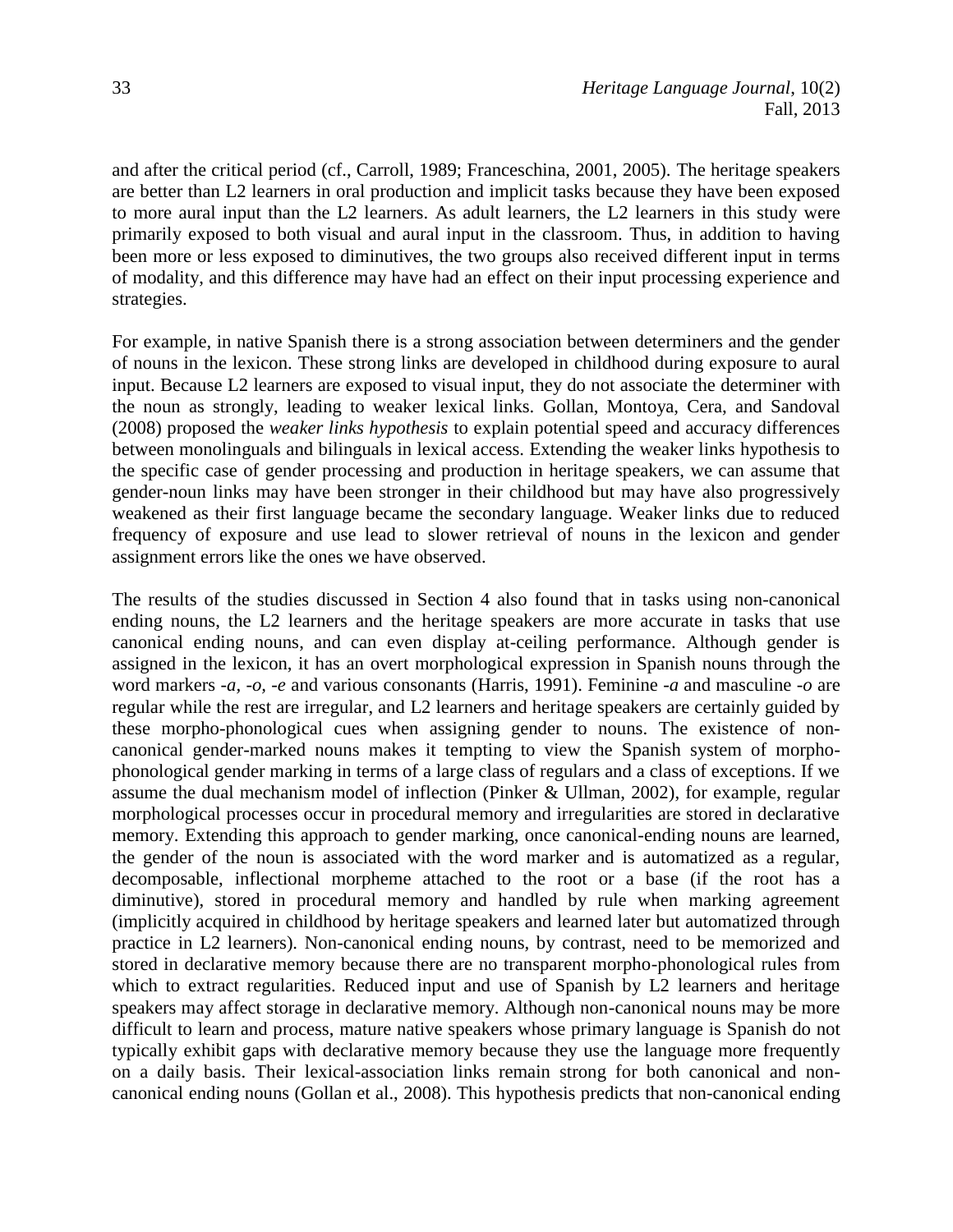and after the critical period (cf., Carroll, 1989; Franceschina, 2001, 2005). The heritage speakers are better than L2 learners in oral production and implicit tasks because they have been exposed to more aural input than the L2 learners. As adult learners, the L2 learners in this study were primarily exposed to both visual and aural input in the classroom. Thus, in addition to having been more or less exposed to diminutives, the two groups also received different input in terms of modality, and this difference may have had an effect on their input processing experience and strategies.

For example, in native Spanish there is a strong association between determiners and the gender of nouns in the lexicon. These strong links are developed in childhood during exposure to aural input. Because L2 learners are exposed to visual input, they do not associate the determiner with the noun as strongly, leading to weaker lexical links. Gollan, Montoya, Cera, and Sandoval (2008) proposed the *weaker links hypothesis* to explain potential speed and accuracy differences between monolinguals and bilinguals in lexical access. Extending the weaker links hypothesis to the specific case of gender processing and production in heritage speakers, we can assume that gender-noun links may have been stronger in their childhood but may have also progressively weakened as their first language became the secondary language. Weaker links due to reduced frequency of exposure and use lead to slower retrieval of nouns in the lexicon and gender assignment errors like the ones we have observed.

The results of the studies discussed in Section 4 also found that in tasks using non-canonical ending nouns, the L2 learners and the heritage speakers are more accurate in tasks that use canonical ending nouns, and can even display at-ceiling performance. Although gender is assigned in the lexicon, it has an overt morphological expression in Spanish nouns through the word markers *-a*, *-o*, *-e* and various consonants (Harris, 1991). Feminine *-a* and masculine *-o* are regular while the rest are irregular, and L2 learners and heritage speakers are certainly guided by these morpho-phonological cues when assigning gender to nouns. The existence of non-canonical gender-marked nouns makes it tempting to view the Spanish system of morpho-phonological gender marking in terms of a large class of regulars and a class of exceptions. If we assume the dual mechanism model of inflection (Pinker & Ullman, 2002), for example, regular morphological processes occur in procedural memory and irregularities are stored in declarative memory. Extending this approach to gender marking, once canonical-ending nouns are learned, the gender of the noun is associated with the word marker and is automatized as a regular, decomposable, inflectional morpheme attached to the root or a base (if the root has a diminutive), stored in procedural memory and handled by rule when marking agreement (implicitly acquired in childhood by heritage speakers and learned later but automatized through practice in L2 learners). Non-canonical ending nouns, by contrast, need to be memorized and stored in declarative memory because there are no transparent morpho-phonological rules from which to extract regularities. Reduced input and use of Spanish by L2 learners and heritage speakers may affect storage in declarative memory. Although non-canonical nouns may be more difficult to learn and process, mature native speakers whose primary language is Spanish do not typically exhibit gaps with declarative memory because they use the language more frequently on a daily basis. Their lexical-association links remain strong for both canonical and non-canonical ending nouns (Gollan et al., 2008). This hypothesis predicts that non-canonical ending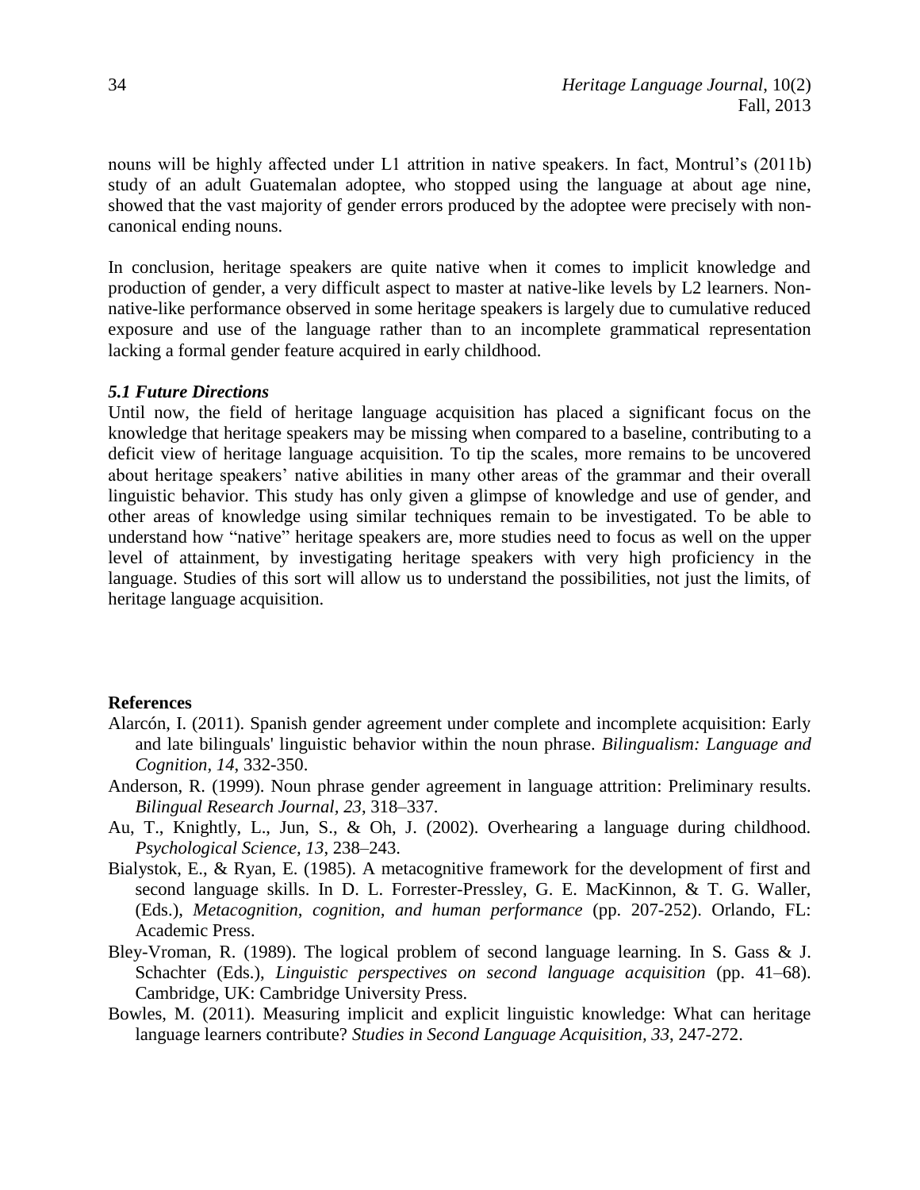nouns will be highly affected under L1 attrition in native speakers. In fact, Montrul's (2011b) study of an adult Guatemalan adoptee, who stopped using the language at about age nine, showed that the vast majority of gender errors produced by the adoptee were precisely with non-canonical ending nouns.

In conclusion, heritage speakers are quite native when it comes to implicit knowledge and production of gender, a very difficult aspect to master at native-like levels by L2 learners. Non-native-like performance observed in some heritage speakers is largely due to cumulative reduced exposure and use of the language rather than to an incomplete grammatical representation lacking a formal gender feature acquired in early childhood.

### *5.1 Future Directions*

Until now, the field of heritage language acquisition has placed a significant focus on the knowledge that heritage speakers may be missing when compared to a baseline, contributing to a deficit view of heritage language acquisition. To tip the scales, more remains to be uncovered about heritage speakers' native abilities in many other areas of the grammar and their overall linguistic behavior. This study has only given a glimpse of knowledge and use of gender, and other areas of knowledge using similar techniques remain to be investigated. To be able to understand how "native" heritage speakers are, more studies need to focus as well on the upper level of attainment, by investigating heritage speakers with very high proficiency in the language. Studies of this sort will allow us to understand the possibilities, not just the limits, of heritage language acquisition.

## References

Alarcón, I. (2011). Spanish gender agreement under complete and incomplete acquisition: Early and late bilinguals' linguistic behavior within the noun phrase. *Bilingualism: Language and Cognition, 14*, 332-350.

Anderson, R. (1999). Noun phrase gender agreement in language attrition: Preliminary results. *Bilingual Research Journal, 23*, 318–337.

Au, T., Knightly, L., Jun, S., & Oh, J. (2002). Overhearing a language during childhood. *Psychological Science, 13*, 238–243.

Bialystok, E., & Ryan, E. (1985). A metacognitive framework for the development of first and second language skills. In D. L. Forrester-Pressley, G. E. MacKinnon, & T. G. Waller, (Eds.), *Metacognition, cognition, and human performance* (pp. 207-252). Orlando, FL: Academic Press.

Bley-Vroman, R. (1989). The logical problem of second language learning. In S. Gass & J. Schachter (Eds.), *Linguistic perspectives on second language acquisition* (pp. 41–68). Cambridge, UK: Cambridge University Press.

Bowles, M. (2011). Measuring implicit and explicit linguistic knowledge: What can heritage language learners contribute? *Studies in Second Language Acquisition, 33*, 247-272.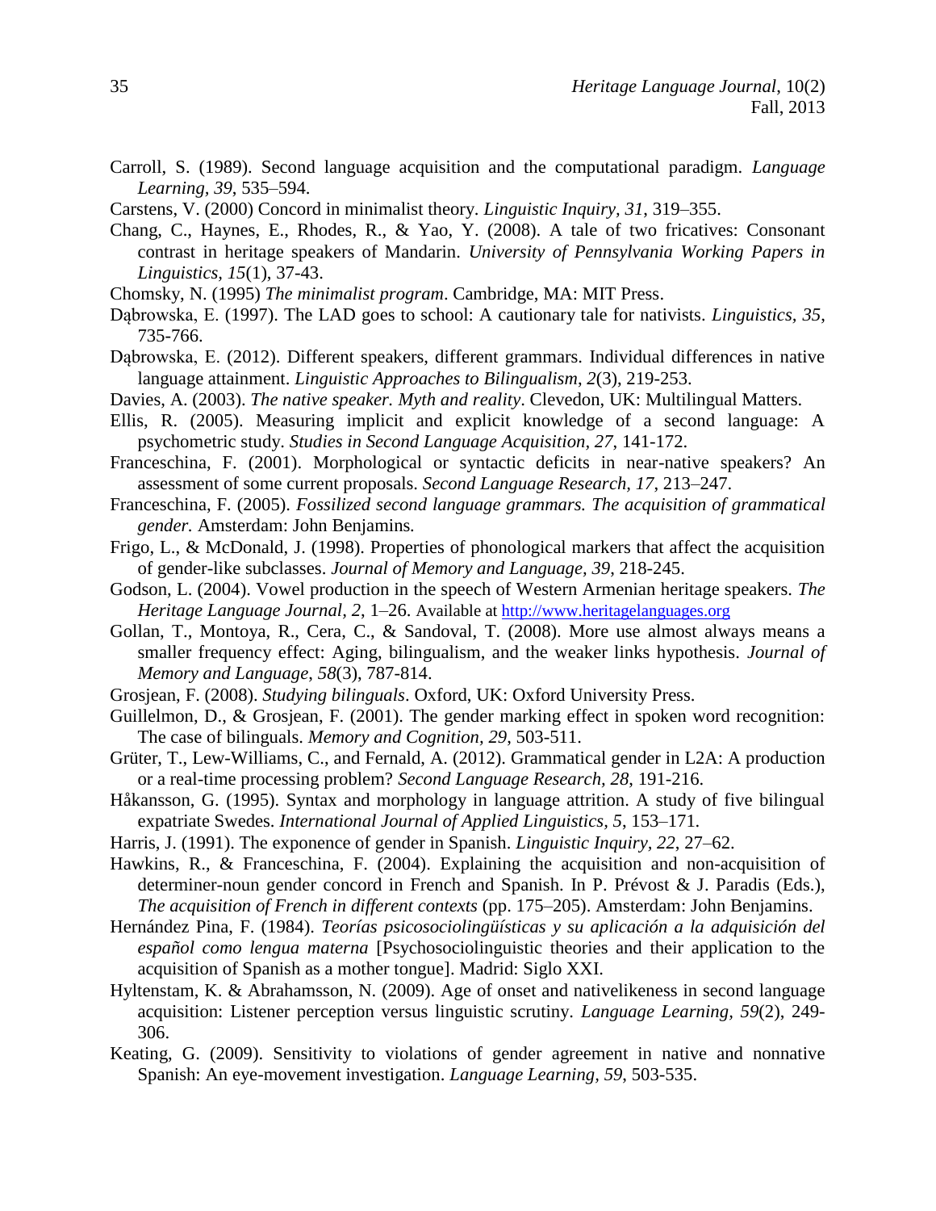Carroll, S. (1989). Second language acquisition and the computational paradigm. *Language Learning, 39*, 535–594.

Carstens, V. (2000) Concord in minimalist theory. *Linguistic Inquiry, 31*, 319–355.

Chang, C., Haynes, E., Rhodes, R., & Yao, Y. (2008). A tale of two fricatives: Consonant contrast in heritage speakers of Mandarin. *University of Pennsylvania Working Papers in Linguistics, 15*(1), 37-43.

Chomsky, N. (1995) *The minimalist program*. Cambridge, MA: MIT Press.

Dąbrowska, E. (1997). The LAD goes to school: A cautionary tale for nativists. *Linguistics, 35*, 735-766.

Dąbrowska, E. (2012). Different speakers, different grammars. Individual differences in native language attainment. *Linguistic Approaches to Bilingualism, 2*(3), 219-253.

Davies, A. (2003). *The native speaker. Myth and reality*. Clevedon, UK: Multilingual Matters.

Ellis, R. (2005). Measuring implicit and explicit knowledge of a second language: A psychometric study. *Studies in Second Language Acquisition, 27*, 141-172.

Franceschina, F. (2001). Morphological or syntactic deficits in near-native speakers? An assessment of some current proposals. *Second Language Research, 17*, 213–247.

Franceschina, F. (2005). *Fossilized second language grammars. The acquisition of grammatical gender.* Amsterdam: John Benjamins.

Frigo, L., & McDonald, J. (1998). Properties of phonological markers that affect the acquisition of gender-like subclasses. *Journal of Memory and Language, 39*, 218-245.

Godson, L. (2004). Vowel production in the speech of Western Armenian heritage speakers. *The Heritage Language Journal, 2*, 1–26. Available at http://www.heritagelanguages.org

Gollan, T., Montoya, R., Cera, C., & Sandoval, T. (2008). More use almost always means a smaller frequency effect: Aging, bilingualism, and the weaker links hypothesis. *Journal of Memory and Language, 58*(3), 787-814.

Grosjean, F. (2008). *Studying bilinguals*. Oxford, UK: Oxford University Press.

Guillelmon, D., & Grosjean, F. (2001). The gender marking effect in spoken word recognition: The case of bilinguals. *Memory and Cognition, 29*, 503-511.

Grüter, T., Lew-Williams, C., and Fernald, A. (2012). Grammatical gender in L2A: A production or a real-time processing problem? *Second Language Research, 28*, 191-216.

Håkansson, G. (1995). Syntax and morphology in language attrition. A study of five bilingual expatriate Swedes. *International Journal of Applied Linguistics, 5*, 153–171.

Harris, J. (1991). The exponence of gender in Spanish. *Linguistic Inquiry, 22*, 27–62.

Hawkins, R., & Franceschina, F. (2004). Explaining the acquisition and non-acquisition of determiner-noun gender concord in French and Spanish. In P. Prévost & J. Paradis (Eds.), *The acquisition of French in different contexts* (pp. 175–205). Amsterdam: John Benjamins.

Hernández Pina, F. (1984). *Teorías psicosociolingüísticas y su aplicación a la adquisición del español como lengua materna* [Psychosociolinguistic theories and their application to the acquisition of Spanish as a mother tongue]. Madrid: Siglo XXI.

Hyltenstam, K. & Abrahamsson, N. (2009). Age of onset and nativelikeness in second language acquisition: Listener perception versus linguistic scrutiny. *Language Learning, 59*(2), 249-306.

Keating, G. (2009). Sensitivity to violations of gender agreement in native and nonnative Spanish: An eye-movement investigation. *Language Learning, 59*, 503-535.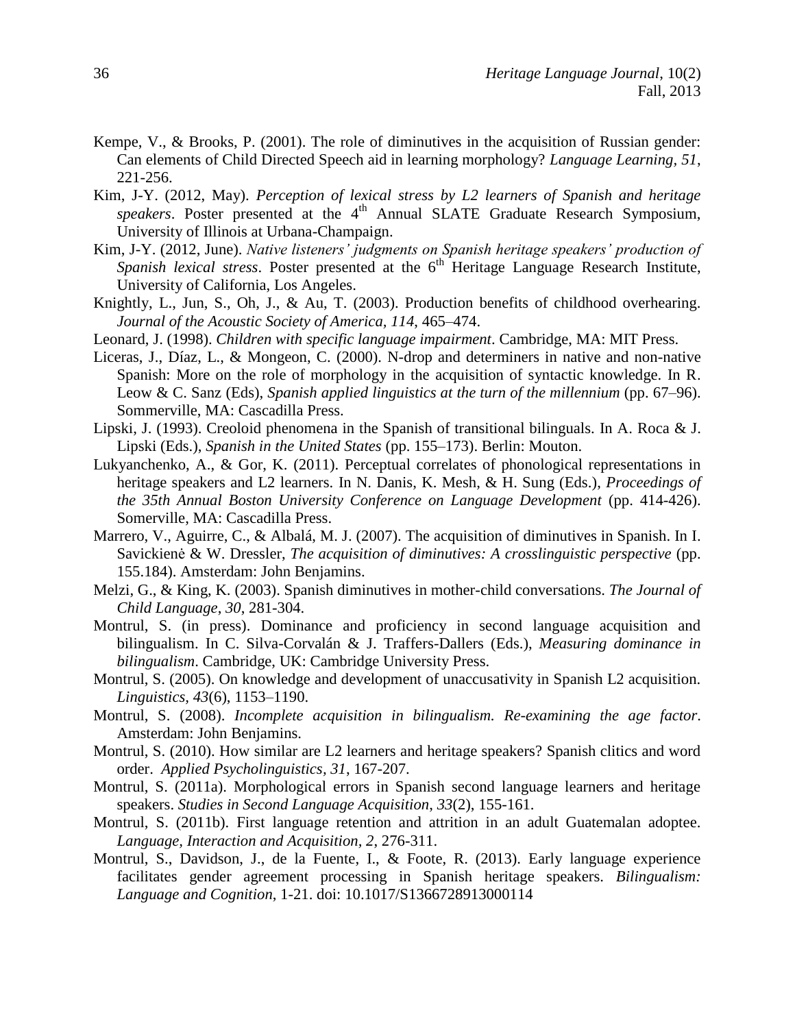Kempe, V., & Brooks, P. (2001). The role of diminutives in the acquisition of Russian gender: Can elements of Child Directed Speech aid in learning morphology? *Language Learning*, *51*, 221-256.

Kim, J-Y. (2012, May). *Perception of lexical stress by L2 learners of Spanish and heritage speakers*. Poster presented at the 4th Annual SLATE Graduate Research Symposium, University of Illinois at Urbana-Champaign.

Kim, J-Y. (2012, June). *Native listeners' judgments on Spanish heritage speakers' production of Spanish lexical stress*. Poster presented at the 6th Heritage Language Research Institute, University of California, Los Angeles.

Knightly, L., Jun, S., Oh, J., & Au, T. (2003). Production benefits of childhood overhearing. *Journal of the Acoustic Society of America, 114*, 465–474.

Leonard, J. (1998). *Children with specific language impairment*. Cambridge, MA: MIT Press.

Liceras, J., Díaz, L., & Mongeon, C. (2000). N-drop and determiners in native and non-native Spanish: More on the role of morphology in the acquisition of syntactic knowledge. In R. Leow & C. Sanz (Eds), *Spanish applied linguistics at the turn of the millennium* (pp. 67–96). Sommerville, MA: Cascadilla Press.

Lipski, J. (1993). Creoloid phenomena in the Spanish of transitional bilinguals. In A. Roca & J. Lipski (Eds.), *Spanish in the United States* (pp. 155–173). Berlin: Mouton.

Lukyanchenko, A., & Gor, K. (2011). Perceptual correlates of phonological representations in heritage speakers and L2 learners. In N. Danis, K. Mesh, & H. Sung (Eds.), *Proceedings of the 35th Annual Boston University Conference on Language Development* (pp. 414-426). Somerville, MA: Cascadilla Press.

Marrero, V., Aguirre, C., & Albalá, M. J. (2007). The acquisition of diminutives in Spanish. In I. Savickienė & W. Dressler, *The acquisition of diminutives: A crosslinguistic perspective* (pp. 155.184). Amsterdam: John Benjamins.

Melzi, G., & King, K. (2003). Spanish diminutives in mother-child conversations. *The Journal of Child Language*, *30*, 281-304.

Montrul, S. (in press). Dominance and proficiency in second language acquisition and bilingualism. In C. Silva-Corvalán & J. Traffers-Dallers (Eds.), *Measuring dominance in bilingualism*. Cambridge, UK: Cambridge University Press.

Montrul, S. (2005). On knowledge and development of unaccusativity in Spanish L2 acquisition. *Linguistics, 43*(6), 1153–1190.

Montrul, S. (2008). *Incomplete acquisition in bilingualism. Re-examining the age factor*. Amsterdam: John Benjamins.

Montrul, S. (2010). How similar are L2 learners and heritage speakers? Spanish clitics and word order. *Applied Psycholinguistics, 31*, 167-207.

Montrul, S. (2011a). Morphological errors in Spanish second language learners and heritage speakers. *Studies in Second Language Acquisition*, *33*(2), 155-161.

Montrul, S. (2011b). First language retention and attrition in an adult Guatemalan adoptee. *Language, Interaction and Acquisition, 2*, 276-311.

Montrul, S., Davidson, J., de la Fuente, I., & Foote, R. (2013). Early language experience facilitates gender agreement processing in Spanish heritage speakers. *Bilingualism: Language and Cognition*, 1-21. doi: 10.1017/S1366728913000114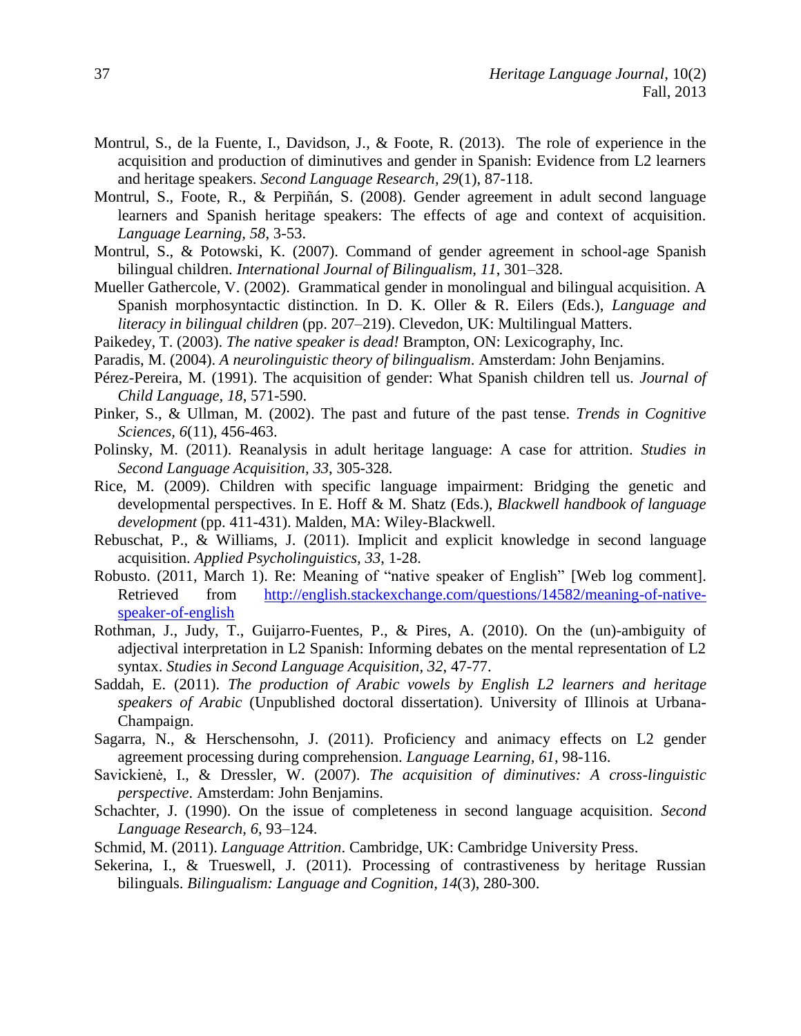Montrul, S., de la Fuente, I., Davidson, J., & Foote, R. (2013). The role of experience in the acquisition and production of diminutives and gender in Spanish: Evidence from L2 learners and heritage speakers. *Second Language Research, 29*(1), 87-118.

Montrul, S., Foote, R., & Perpiñán, S. (2008). Gender agreement in adult second language learners and Spanish heritage speakers: The effects of age and context of acquisition. *Language Learning, 58*, 3-53.

Montrul, S., & Potowski, K. (2007). Command of gender agreement in school-age Spanish bilingual children. *International Journal of Bilingualism, 11*, 301–328.

Mueller Gathercole, V. (2002). Grammatical gender in monolingual and bilingual acquisition. A Spanish morphosyntactic distinction. In D. K. Oller & R. Eilers (Eds.), *Language and literacy in bilingual children* (pp. 207–219). Clevedon, UK: Multilingual Matters.

Paikedey, T. (2003). *The native speaker is dead!* Brampton, ON: Lexicography, Inc.

Paradis, M. (2004). *A neurolinguistic theory of bilingualism*. Amsterdam: John Benjamins.

Pérez-Pereira, M. (1991). The acquisition of gender: What Spanish children tell us. *Journal of Child Language, 18*, 571-590.

Pinker, S., & Ullman, M. (2002). The past and future of the past tense. *Trends in Cognitive Sciences, 6*(11), 456-463.

Polinsky, M. (2011). Reanalysis in adult heritage language: A case for attrition. *Studies in Second Language Acquisition, 33*, 305-328.

Rice, M. (2009). Children with specific language impairment: Bridging the genetic and developmental perspectives. In E. Hoff & M. Shatz (Eds.), *Blackwell handbook of language development* (pp. 411-431). Malden, MA: Wiley-Blackwell.

Rebuschat, P., & Williams, J. (2011). Implicit and explicit knowledge in second language acquisition. *Applied Psycholinguistics, 33*, 1-28.

Robusto. (2011, March 1). Re: Meaning of "native speaker of English" [Web log comment]. Retrieved from http://english.stackexchange.com/questions/14582/meaning-of-native-speaker-of-english

Rothman, J., Judy, T., Guijarro-Fuentes, P., & Pires, A. (2010). On the (un)-ambiguity of adjectival interpretation in L2 Spanish: Informing debates on the mental representation of L2 syntax. *Studies in Second Language Acquisition, 32*, 47-77.

Saddah, E. (2011). *The production of Arabic vowels by English L2 learners and heritage speakers of Arabic* (Unpublished doctoral dissertation). University of Illinois at Urbana-Champaign.

Sagarra, N., & Herschensohn, J. (2011). Proficiency and animacy effects on L2 gender agreement processing during comprehension. *Language Learning, 61*, 98-116.

Savickienė, I., & Dressler, W. (2007). *The acquisition of diminutives: A cross-linguistic perspective*. Amsterdam: John Benjamins.

Schachter, J. (1990). On the issue of completeness in second language acquisition. *Second Language Research, 6*, 93–124.

Schmid, M. (2011). *Language Attrition*. Cambridge, UK: Cambridge University Press.

Sekerina, I., & Trueswell, J. (2011). Processing of contrastiveness by heritage Russian bilinguals. *Bilingualism: Language and Cognition, 14*(3), 280-300.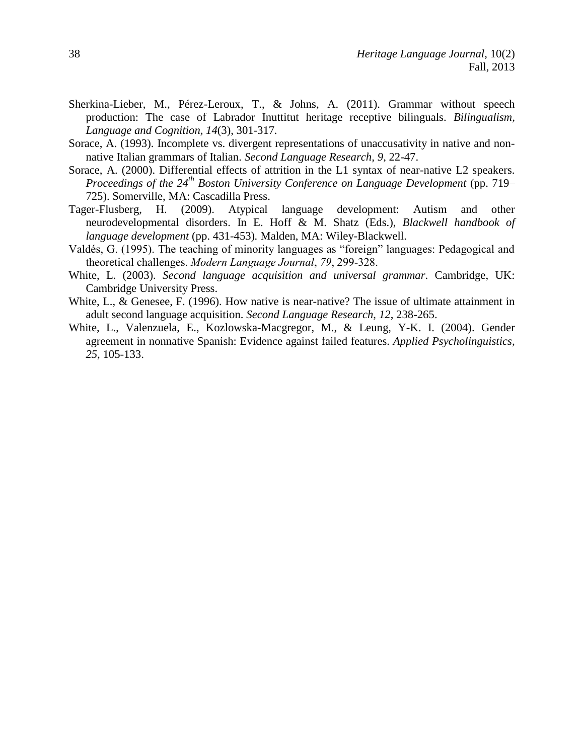Sherkina-Lieber, M., Pérez-Leroux, T., & Johns, A. (2011). Grammar without speech production: The case of Labrador Inuttitut heritage receptive bilinguals. *Bilingualism, Language and Cognition, 14*(3), 301-317.

Sorace, A. (1993). Incomplete vs. divergent representations of unaccusativity in native and non-native Italian grammars of Italian. *Second Language Research, 9*, 22-47.

Sorace, A. (2000). Differential effects of attrition in the L1 syntax of near-native L2 speakers. *Proceedings of the 24th Boston University Conference on Language Development* (pp. 719–725). Somerville, MA: Cascadilla Press.

Tager-Flusberg, H. (2009). Atypical language development: Autism and other neurodevelopmental disorders. In E. Hoff & M. Shatz (Eds.), *Blackwell handbook of language development* (pp. 431-453). Malden, MA: Wiley-Blackwell.

Valdés, G. (1995). The teaching of minority languages as "foreign" languages: Pedagogical and theoretical challenges. *Modern Language Journal*, *79*, 299-328.

White, L. (2003). *Second language acquisition and universal grammar*. Cambridge, UK: Cambridge University Press.

White, L., & Genesee, F. (1996). How native is near-native? The issue of ultimate attainment in adult second language acquisition. *Second Language Research, 12*, 238-265.

White, L., Valenzuela, E., Kozlowska-Macgregor, M., & Leung, Y-K. I. (2004). Gender agreement in nonnative Spanish: Evidence against failed features. *Applied Psycholinguistics, 25*, 105-133.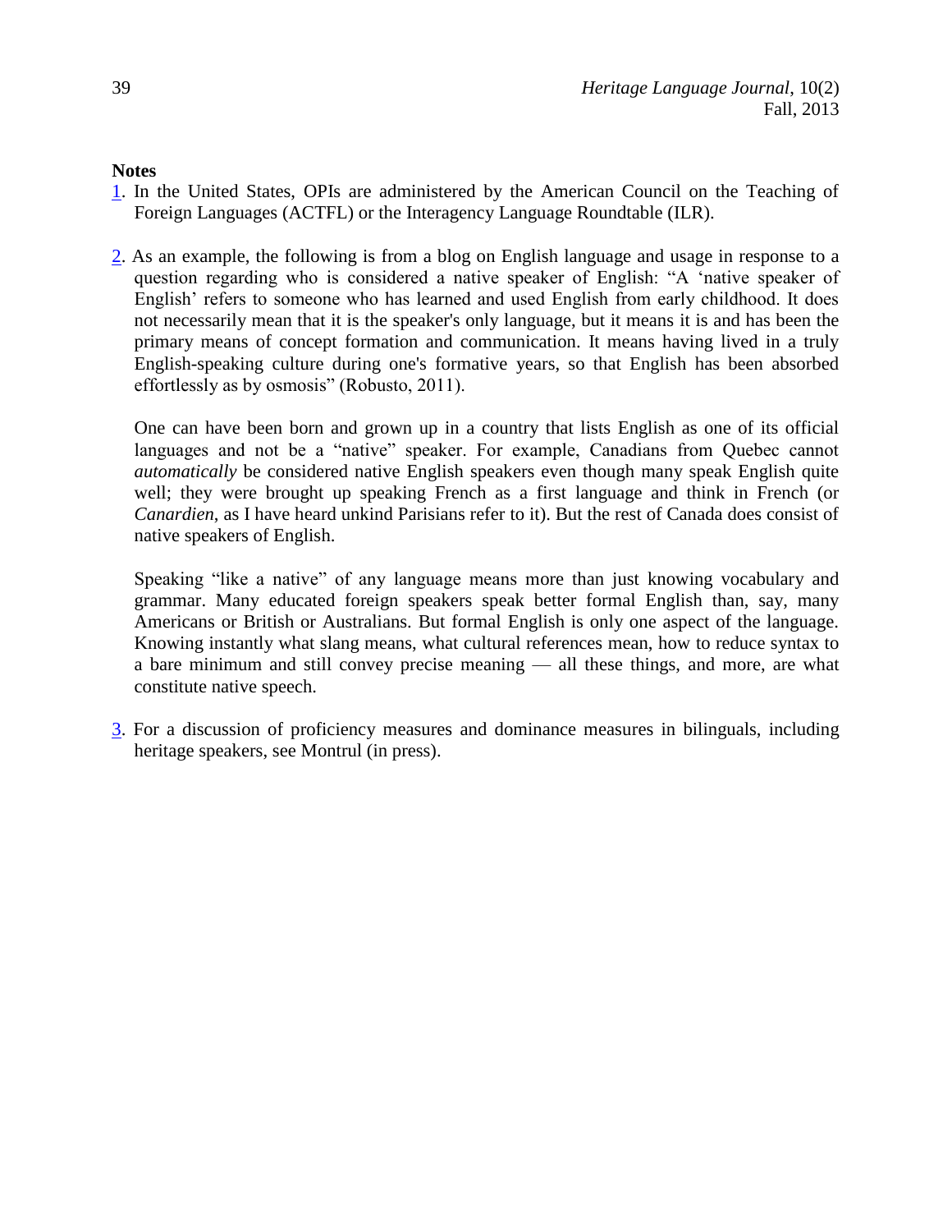**Notes**

1. In the United States, OPIs are administered by the American Council on the Teaching of Foreign Languages (ACTFL) or the Interagency Language Roundtable (ILR).

2. As an example, the following is from a blog on English language and usage in response to a question regarding who is considered a native speaker of English: "A 'native speaker of English' refers to someone who has learned and used English from early childhood. It does not necessarily mean that it is the speaker's only language, but it means it is and has been the primary means of concept formation and communication. It means having lived in a truly English-speaking culture during one's formative years, so that English has been absorbed effortlessly as by osmosis" (Robusto, 2011).

   One can have been born and grown up in a country that lists English as one of its official languages and not be a "native" speaker. For example, Canadians from Quebec cannot *automatically* be considered native English speakers even though many speak English quite well; they were brought up speaking French as a first language and think in French (or *Canardien*, as I have heard unkind Parisians refer to it). But the rest of Canada does consist of native speakers of English.

   Speaking "like a native" of any language means more than just knowing vocabulary and grammar. Many educated foreign speakers speak better formal English than, say, many Americans or British or Australians. But formal English is only one aspect of the language. Knowing instantly what slang means, what cultural references mean, how to reduce syntax to a bare minimum and still convey precise meaning — all these things, and more, are what constitute native speech.

3. For a discussion of proficiency measures and dominance measures in bilinguals, including heritage speakers, see Montrul (in press).